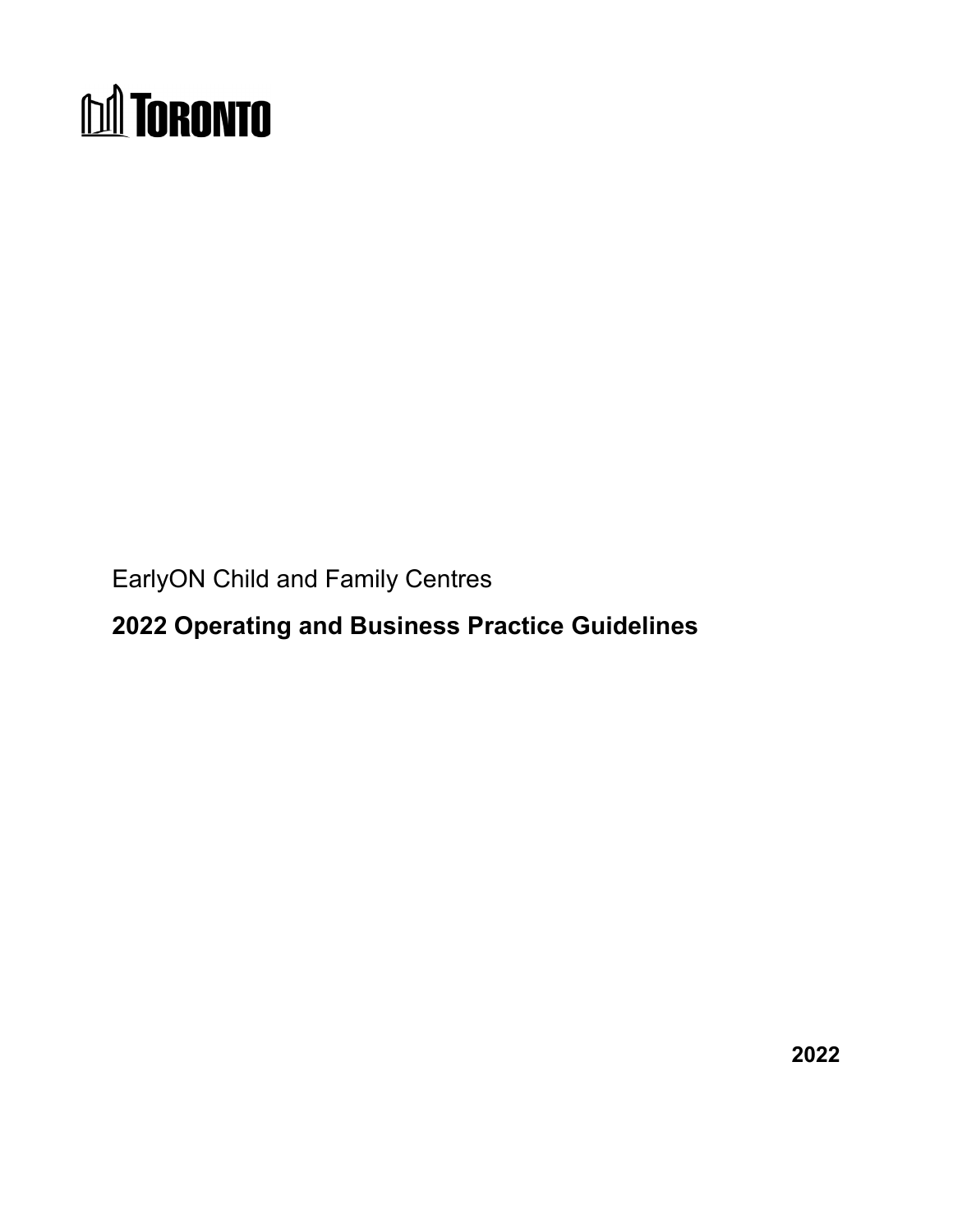TORONTO

EarlyON Child and Family Centres

# 2022 Operating and Business Practice Guidelines

**2022**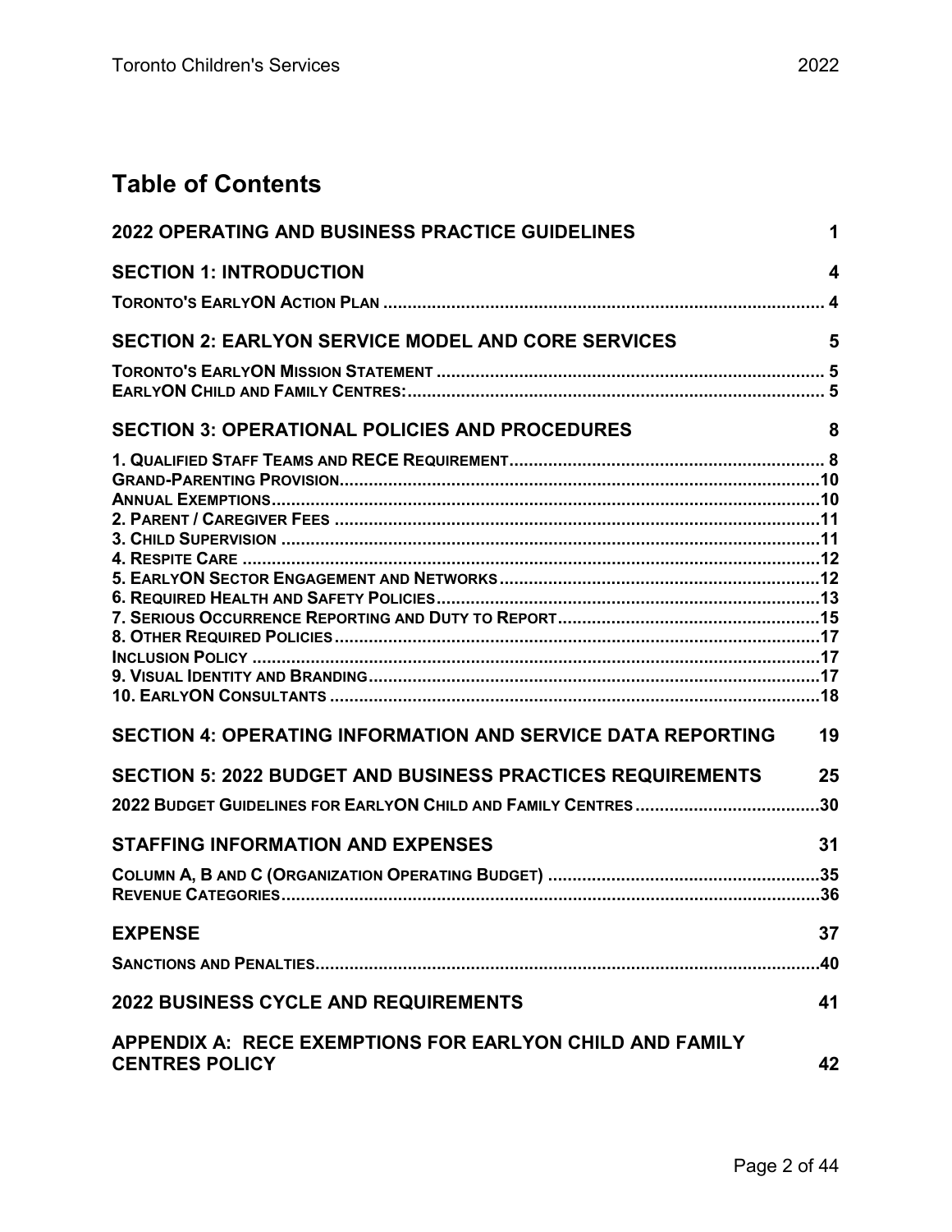# Table of Contents

| | |
|---|---|
| **2022 OPERATING AND BUSINESS PRACTICE GUIDELINES** | **1** |
| **SECTION 1: INTRODUCTION** | **4** |
| **TORONTO'S EARLYON ACTION PLAN** | **4** |
| **SECTION 2: EARLYON SERVICE MODEL AND CORE SERVICES** | **5** |
| **TORONTO'S EARLYON MISSION STATEMENT** | **5** |
| **EARLYON CHILD AND FAMILY CENTRES:** | **5** |
| **SECTION 3: OPERATIONAL POLICIES AND PROCEDURES** | **8** |
| **1. QUALIFIED STAFF TEAMS AND RECE REQUIREMENT** | **8** |
| **GRAND-PARENTING PROVISION** | **10** |
| **ANNUAL EXEMPTIONS** | **10** |
| **2. PARENT / CAREGIVER FEES** | **11** |
| **3. CHILD SUPERVISION** | **11** |
| **4. RESPITE CARE** | **12** |
| **5. EARLYON SECTOR ENGAGEMENT AND NETWORKS** | **12** |
| **6. REQUIRED HEALTH AND SAFETY POLICIES** | **13** |
| **7. SERIOUS OCCURRENCE REPORTING AND DUTY TO REPORT** | **15** |
| **8. OTHER REQUIRED POLICIES** | **17** |
| **INCLUSION POLICY** | **17** |
| **9. VISUAL IDENTITY AND BRANDING** | **17** |
| **10. EARLYON CONSULTANTS** | **18** |
| **SECTION 4: OPERATING INFORMATION AND SERVICE DATA REPORTING** | **19** |
| **SECTION 5: 2022 BUDGET AND BUSINESS PRACTICES REQUIREMENTS** | **25** |
| **2022 BUDGET GUIDELINES FOR EARLYON CHILD AND FAMILY CENTRES** | **30** |
| **STAFFING INFORMATION AND EXPENSES** | **31** |
| **COLUMN A, B AND C (ORGANIZATION OPERATING BUDGET)** | **35** |
| **REVENUE CATEGORIES** | **36** |
| **EXPENSE** | **37** |
| **SANCTIONS AND PENALTIES** | **40** |
| **2022 BUSINESS CYCLE AND REQUIREMENTS** | **41** |
| **APPENDIX A: RECE EXEMPTIONS FOR EARLYON CHILD AND FAMILY CENTRES POLICY** | **42** |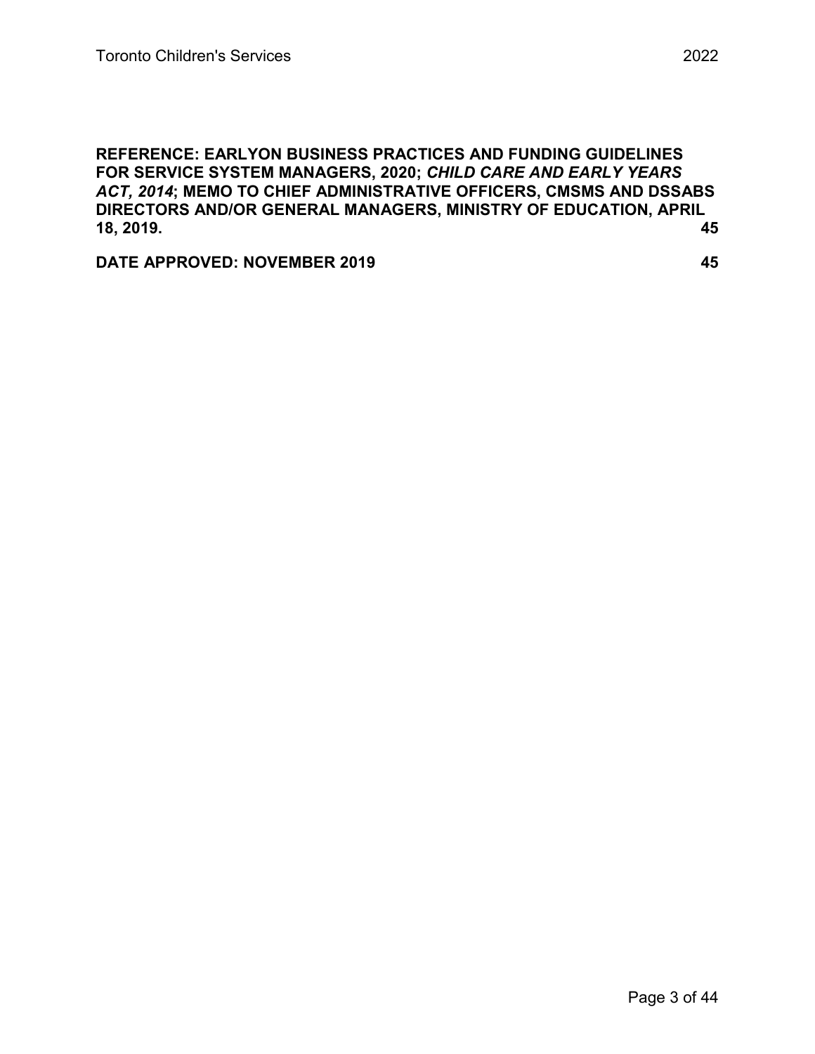**REFERENCE: EARLYON BUSINESS PRACTICES AND FUNDING GUIDELINES FOR SERVICE SYSTEM MANAGERS, 2020; *CHILD CARE AND EARLY YEARS ACT, 2014*; MEMO TO CHIEF ADMINISTRATIVE OFFICERS, CMSMS AND DSSABS DIRECTORS AND/OR GENERAL MANAGERS, MINISTRY OF EDUCATION, APRIL 18, 2019. 45**

**DATE APPROVED: NOVEMBER 2019 45**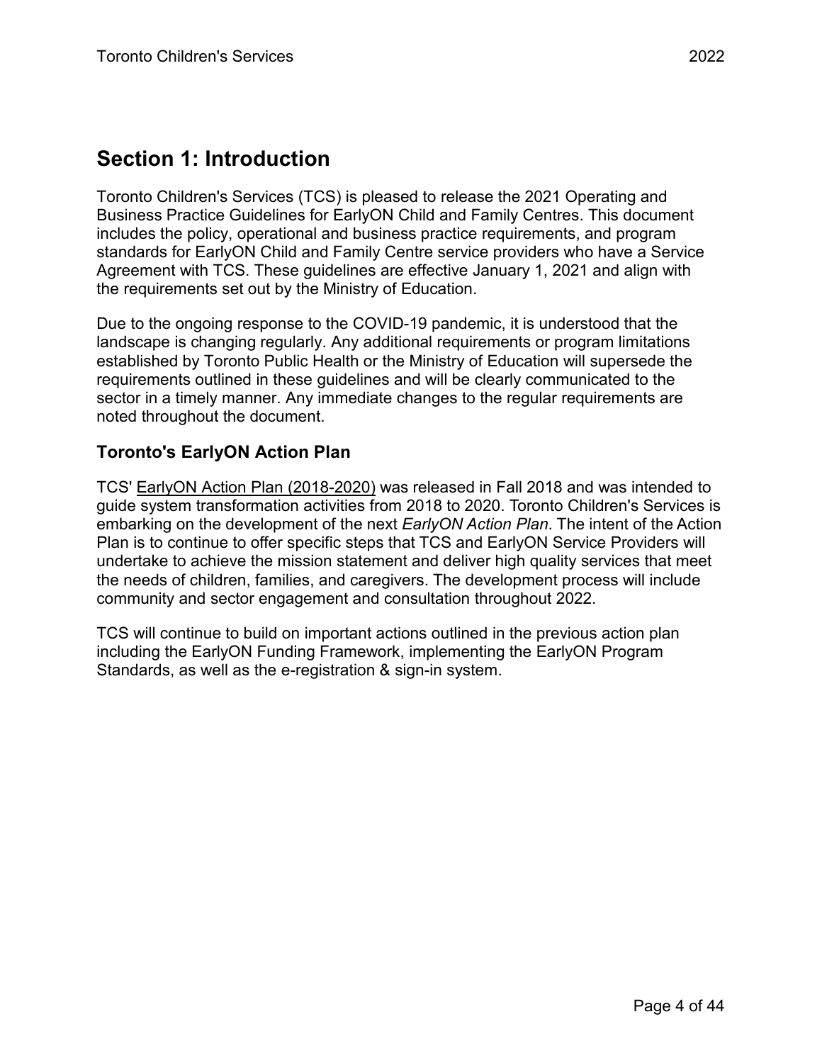# Section 1: Introduction

Toronto Children's Services (TCS) is pleased to release the 2021 Operating and Business Practice Guidelines for EarlyON Child and Family Centres. This document includes the policy, operational and business practice requirements, and program standards for EarlyON Child and Family Centre service providers who have a Service Agreement with TCS. These guidelines are effective January 1, 2021 and align with the requirements set out by the Ministry of Education.

Due to the ongoing response to the COVID-19 pandemic, it is understood that the landscape is changing regularly. Any additional requirements or program limitations established by Toronto Public Health or the Ministry of Education will supersede the requirements outlined in these guidelines and will be clearly communicated to the sector in a timely manner. Any immediate changes to the regular requirements are noted throughout the document.

## Toronto's EarlyON Action Plan

TCS' EarlyON Action Plan (2018-2020) was released in Fall 2018 and was intended to guide system transformation activities from 2018 to 2020. Toronto Children's Services is embarking on the development of the next *EarlyON Action Plan*. The intent of the Action Plan is to continue to offer specific steps that TCS and EarlyON Service Providers will undertake to achieve the mission statement and deliver high quality services that meet the needs of children, families, and caregivers. The development process will include community and sector engagement and consultation throughout 2022.

TCS will continue to build on important actions outlined in the previous action plan including the EarlyON Funding Framework, implementing the EarlyON Program Standards, as well as the e-registration & sign-in system.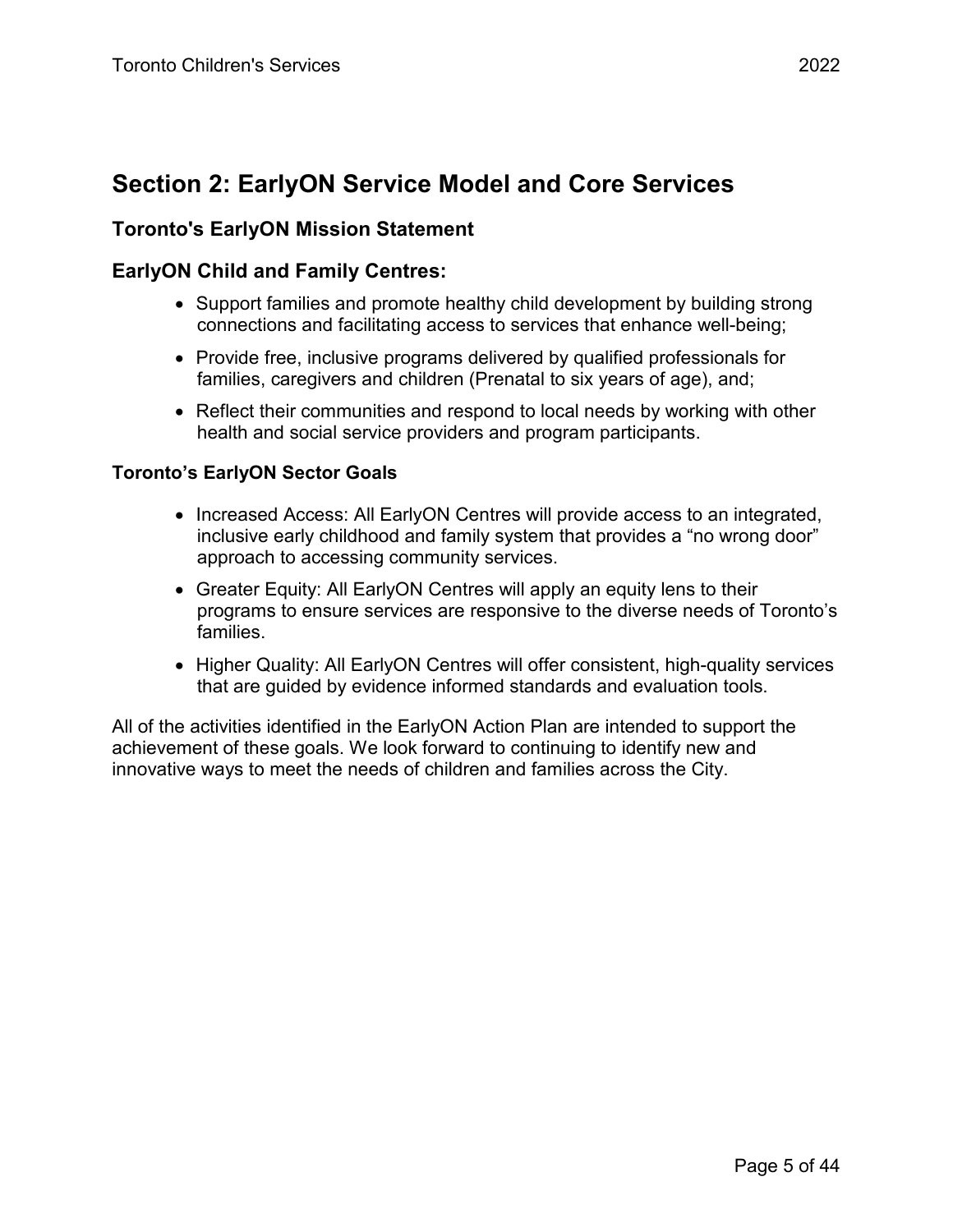## Section 2: EarlyON Service Model and Core Services

### Toronto's EarlyON Mission Statement

### EarlyON Child and Family Centres:

- Support families and promote healthy child development by building strong connections and facilitating access to services that enhance well-being;
- Provide free, inclusive programs delivered by qualified professionals for families, caregivers and children (Prenatal to six years of age), and;
- Reflect their communities and respond to local needs by working with other health and social service providers and program participants.

#### Toronto's EarlyON Sector Goals

- Increased Access: All EarlyON Centres will provide access to an integrated, inclusive early childhood and family system that provides a "no wrong door" approach to accessing community services.
- Greater Equity: All EarlyON Centres will apply an equity lens to their programs to ensure services are responsive to the diverse needs of Toronto's families.
- Higher Quality: All EarlyON Centres will offer consistent, high-quality services that are guided by evidence informed standards and evaluation tools.

All of the activities identified in the EarlyON Action Plan are intended to support the achievement of these goals. We look forward to continuing to identify new and innovative ways to meet the needs of children and families across the City.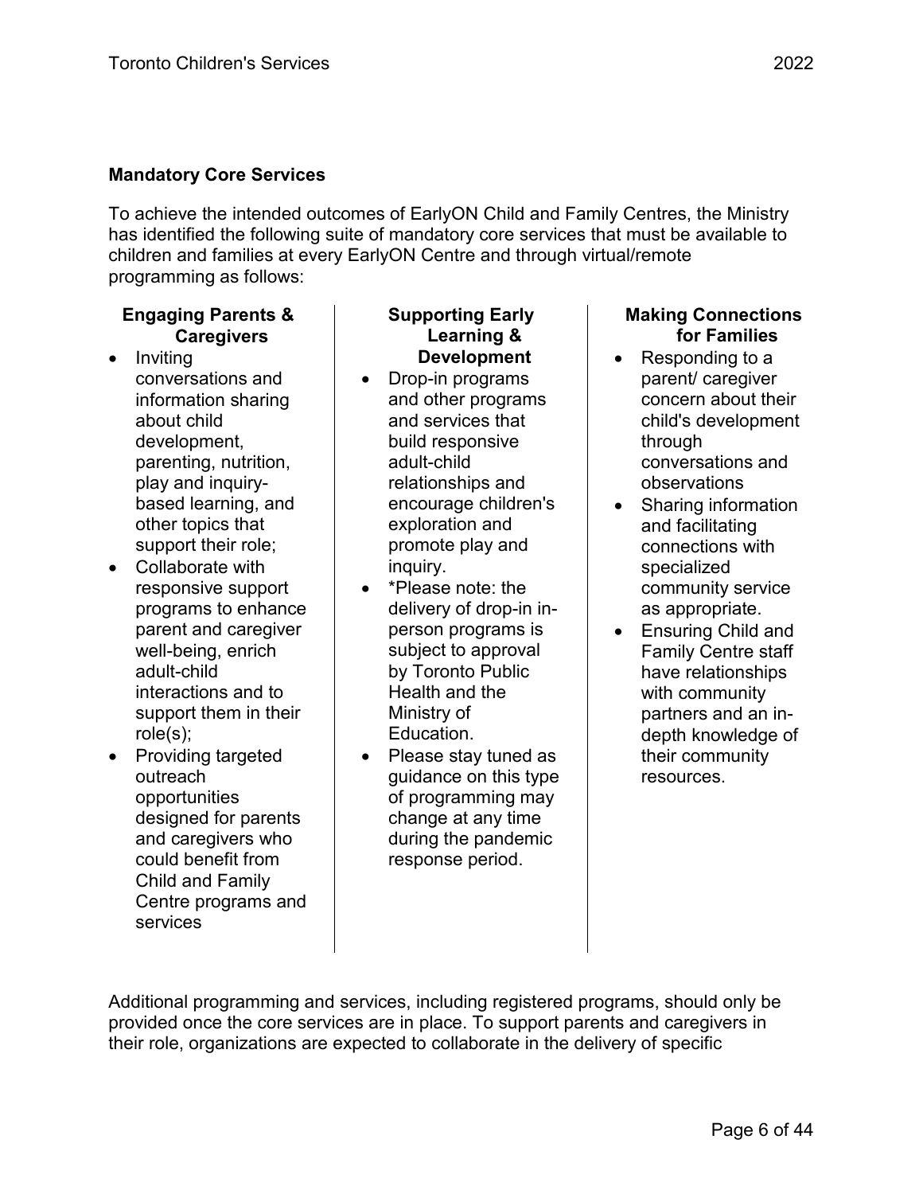**Mandatory Core Services**

To achieve the intended outcomes of EarlyON Child and Family Centres, the Ministry has identified the following suite of mandatory core services that must be available to children and families at every EarlyON Centre and through virtual/remote programming as follows:

**Engaging Parents & Caregivers**

- Inviting conversations and information sharing about child development, parenting, nutrition, play and inquiry-based learning, and other topics that support their role;
- Collaborate with responsive support programs to enhance parent and caregiver well-being, enrich adult-child interactions and to support them in their role(s);
- Providing targeted outreach opportunities designed for parents and caregivers who could benefit from Child and Family Centre programs and services

**Supporting Early Learning & Development**

- Drop-in programs and other programs and services that build responsive adult-child relationships and encourage children's exploration and promote play and inquiry.
- *Please note: the delivery of drop-in in-person programs is subject to approval by Toronto Public Health and the Ministry of Education.
- Please stay tuned as guidance on this type of programming may change at any time during the pandemic response period.

**Making Connections for Families**

- Responding to a parent/ caregiver concern about their child's development through conversations and observations
- Sharing information and facilitating connections with specialized community service as appropriate.
- Ensuring Child and Family Centre staff have relationships with community partners and an in-depth knowledge of their community resources.

Additional programming and services, including registered programs, should only be provided once the core services are in place. To support parents and caregivers in their role, organizations are expected to collaborate in the delivery of specific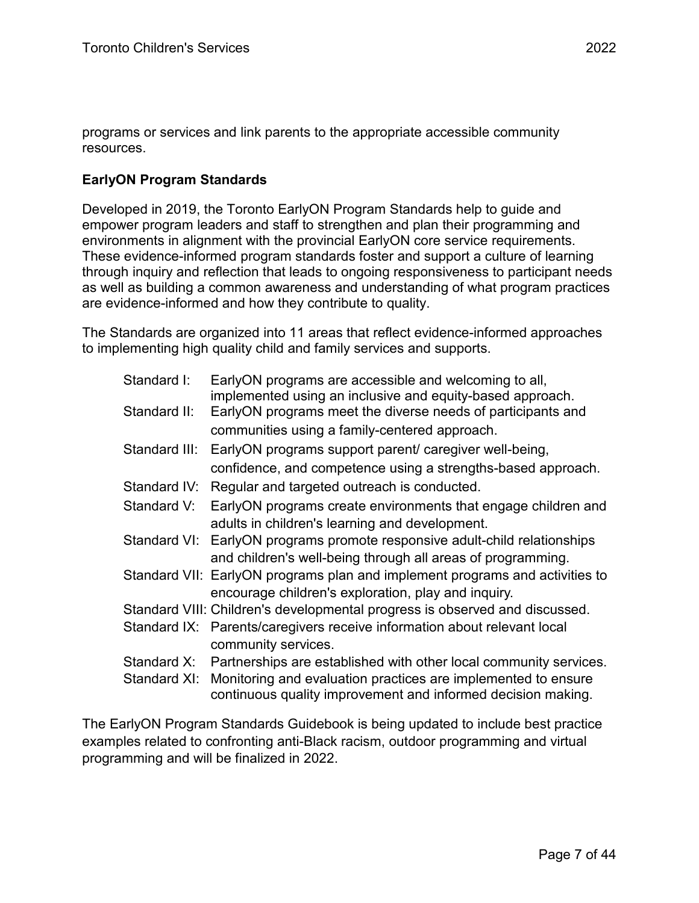programs or services and link parents to the appropriate accessible community resources.

**EarlyON Program Standards**

Developed in 2019, the Toronto EarlyON Program Standards help to guide and empower program leaders and staff to strengthen and plan their programming and environments in alignment with the provincial EarlyON core service requirements. These evidence-informed program standards foster and support a culture of learning through inquiry and reflection that leads to ongoing responsiveness to participant needs as well as building a common awareness and understanding of what program practices are evidence-informed and how they contribute to quality.

The Standards are organized into 11 areas that reflect evidence-informed approaches to implementing high quality child and family services and supports.

- Standard I: EarlyON programs are accessible and welcoming to all, implemented using an inclusive and equity-based approach.
- Standard II: EarlyON programs meet the diverse needs of participants and communities using a family-centered approach.
- Standard III: EarlyON programs support parent/ caregiver well-being, confidence, and competence using a strengths-based approach.
- Standard IV: Regular and targeted outreach is conducted.
- Standard V: EarlyON programs create environments that engage children and adults in children's learning and development.
- Standard VI: EarlyON programs promote responsive adult-child relationships and children's well-being through all areas of programming.
- Standard VII: EarlyON programs plan and implement programs and activities to encourage children's exploration, play and inquiry.
- Standard VIII: Children's developmental progress is observed and discussed.
- Standard IX: Parents/caregivers receive information about relevant local community services.
- Standard X: Partnerships are established with other local community services.
- Standard XI: Monitoring and evaluation practices are implemented to ensure continuous quality improvement and informed decision making.

The EarlyON Program Standards Guidebook is being updated to include best practice examples related to confronting anti-Black racism, outdoor programming and virtual programming and will be finalized in 2022.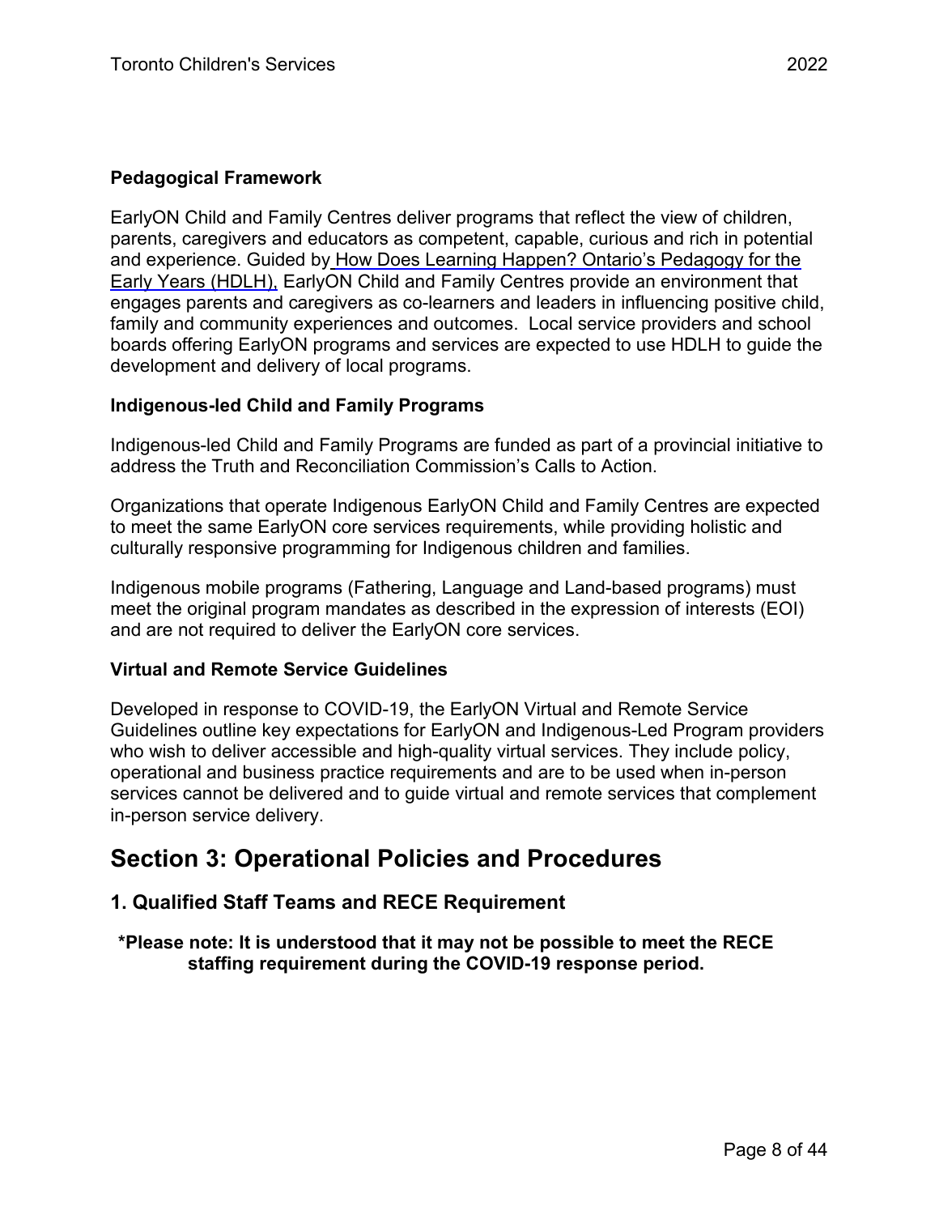### Pedagogical Framework

EarlyON Child and Family Centres deliver programs that reflect the view of children, parents, caregivers and educators as competent, capable, curious and rich in potential and experience. Guided by How Does Learning Happen? Ontario's Pedagogy for the Early Years (HDLH), EarlyON Child and Family Centres provide an environment that engages parents and caregivers as co-learners and leaders in influencing positive child, family and community experiences and outcomes. Local service providers and school boards offering EarlyON programs and services are expected to use HDLH to guide the development and delivery of local programs.

### Indigenous-led Child and Family Programs

Indigenous-led Child and Family Programs are funded as part of a provincial initiative to address the Truth and Reconciliation Commission's Calls to Action.

Organizations that operate Indigenous EarlyON Child and Family Centres are expected to meet the same EarlyON core services requirements, while providing holistic and culturally responsive programming for Indigenous children and families.

Indigenous mobile programs (Fathering, Language and Land-based programs) must meet the original program mandates as described in the expression of interests (EOI) and are not required to deliver the EarlyON core services.

### Virtual and Remote Service Guidelines

Developed in response to COVID-19, the EarlyON Virtual and Remote Service Guidelines outline key expectations for EarlyON and Indigenous-Led Program providers who wish to deliver accessible and high-quality virtual services. They include policy, operational and business practice requirements and are to be used when in-person services cannot be delivered and to guide virtual and remote services that complement in-person service delivery.

# Section 3: Operational Policies and Procedures

## 1. Qualified Staff Teams and RECE Requirement

**\*Please note: It is understood that it may not be possible to meet the RECE staffing requirement during the COVID-19 response period.**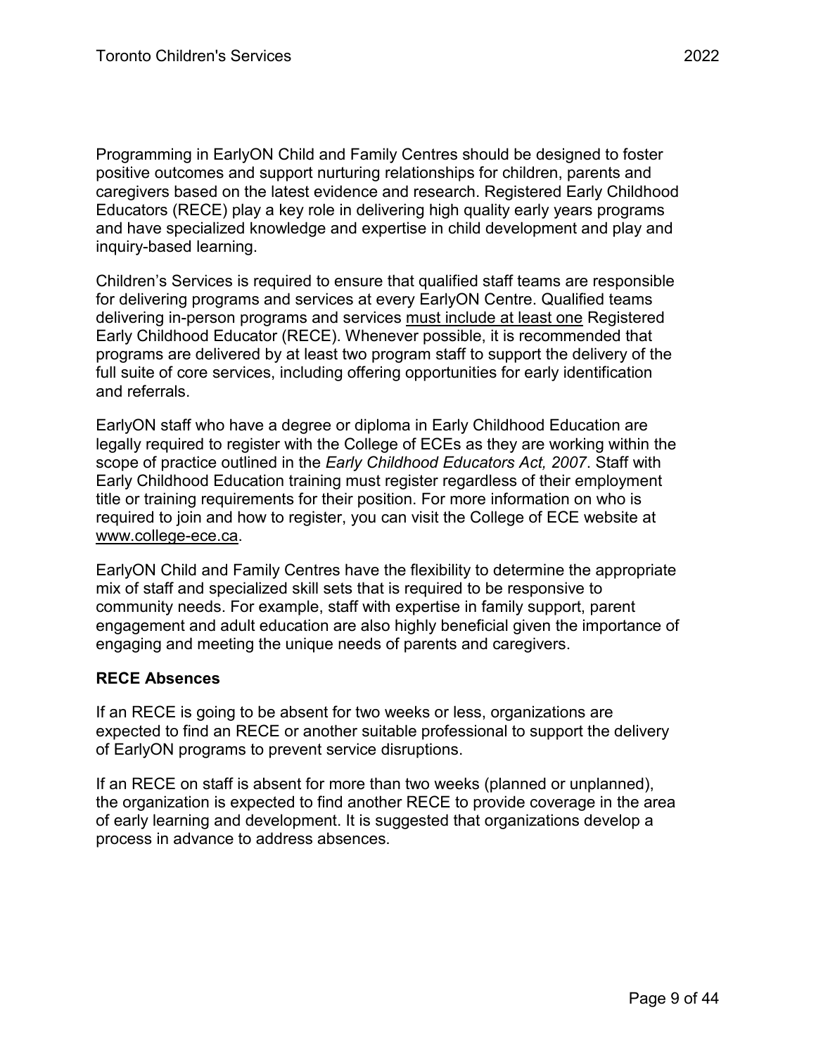Programming in EarlyON Child and Family Centres should be designed to foster positive outcomes and support nurturing relationships for children, parents and caregivers based on the latest evidence and research. Registered Early Childhood Educators (RECE) play a key role in delivering high quality early years programs and have specialized knowledge and expertise in child development and play and inquiry-based learning.

Children's Services is required to ensure that qualified staff teams are responsible for delivering programs and services at every EarlyON Centre. Qualified teams delivering in-person programs and services must include at least one Registered Early Childhood Educator (RECE). Whenever possible, it is recommended that programs are delivered by at least two program staff to support the delivery of the full suite of core services, including offering opportunities for early identification and referrals.

EarlyON staff who have a degree or diploma in Early Childhood Education are legally required to register with the College of ECEs as they are working within the scope of practice outlined in the *Early Childhood Educators Act, 2007*. Staff with Early Childhood Education training must register regardless of their employment title or training requirements for their position. For more information on who is required to join and how to register, you can visit the College of ECE website at www.college-ece.ca.

EarlyON Child and Family Centres have the flexibility to determine the appropriate mix of staff and specialized skill sets that is required to be responsive to community needs. For example, staff with expertise in family support, parent engagement and adult education are also highly beneficial given the importance of engaging and meeting the unique needs of parents and caregivers.

**RECE Absences**

If an RECE is going to be absent for two weeks or less, organizations are expected to find an RECE or another suitable professional to support the delivery of EarlyON programs to prevent service disruptions.

If an RECE on staff is absent for more than two weeks (planned or unplanned), the organization is expected to find another RECE to provide coverage in the area of early learning and development. It is suggested that organizations develop a process in advance to address absences.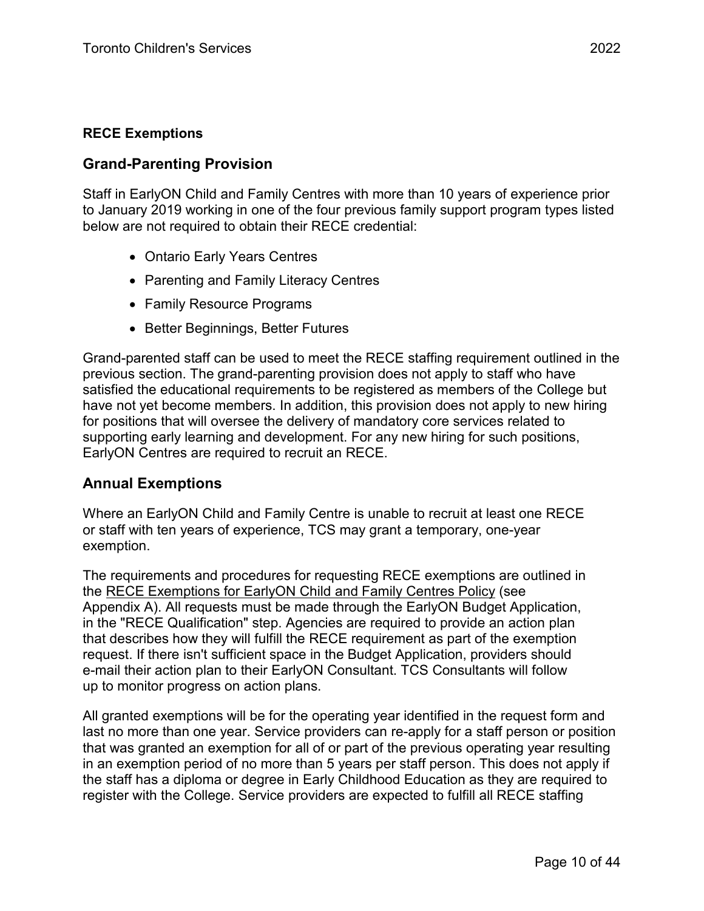**RECE Exemptions**

## Grand-Parenting Provision

Staff in EarlyON Child and Family Centres with more than 10 years of experience prior to January 2019 working in one of the four previous family support program types listed below are not required to obtain their RECE credential:

- Ontario Early Years Centres
- Parenting and Family Literacy Centres
- Family Resource Programs
- Better Beginnings, Better Futures

Grand-parented staff can be used to meet the RECE staffing requirement outlined in the previous section. The grand-parenting provision does not apply to staff who have satisfied the educational requirements to be registered as members of the College but have not yet become members. In addition, this provision does not apply to new hiring for positions that will oversee the delivery of mandatory core services related to supporting early learning and development. For any new hiring for such positions, EarlyON Centres are required to recruit an RECE.

## Annual Exemptions

Where an EarlyON Child and Family Centre is unable to recruit at least one RECE or staff with ten years of experience, TCS may grant a temporary, one-year exemption.

The requirements and procedures for requesting RECE exemptions are outlined in the RECE Exemptions for EarlyON Child and Family Centres Policy (see Appendix A). All requests must be made through the EarlyON Budget Application, in the "RECE Qualification" step. Agencies are required to provide an action plan that describes how they will fulfill the RECE requirement as part of the exemption request. If there isn't sufficient space in the Budget Application, providers should e-mail their action plan to their EarlyON Consultant. TCS Consultants will follow up to monitor progress on action plans.

All granted exemptions will be for the operating year identified in the request form and last no more than one year. Service providers can re-apply for a staff person or position that was granted an exemption for all of or part of the previous operating year resulting in an exemption period of no more than 5 years per staff person. This does not apply if the staff has a diploma or degree in Early Childhood Education as they are required to register with the College. Service providers are expected to fulfill all RECE staffing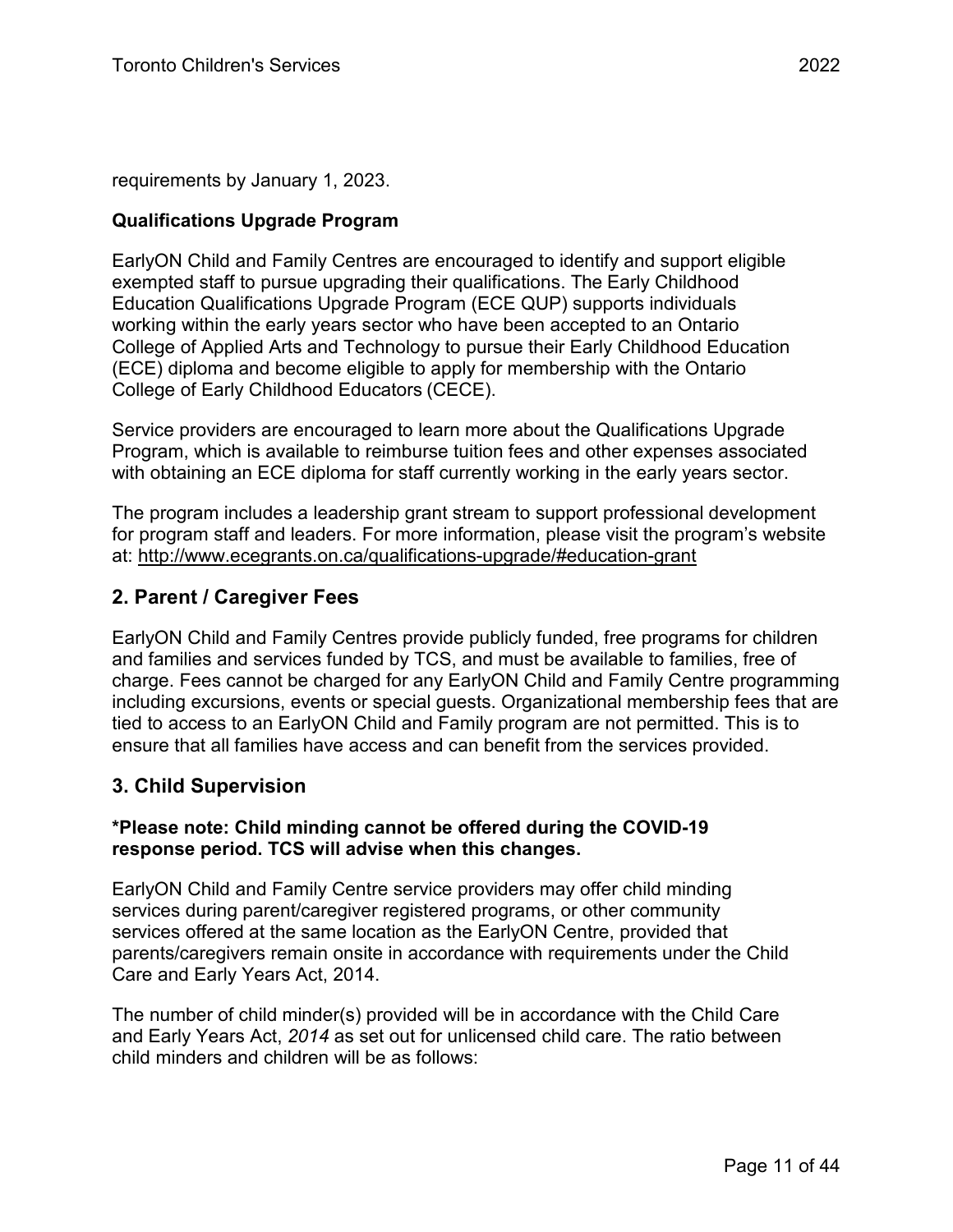requirements by January 1, 2023.

**Qualifications Upgrade Program**

EarlyON Child and Family Centres are encouraged to identify and support eligible exempted staff to pursue upgrading their qualifications. The Early Childhood Education Qualifications Upgrade Program (ECE QUP) supports individuals working within the early years sector who have been accepted to an Ontario College of Applied Arts and Technology to pursue their Early Childhood Education (ECE) diploma and become eligible to apply for membership with the Ontario College of Early Childhood Educators (CECE).

Service providers are encouraged to learn more about the Qualifications Upgrade Program, which is available to reimburse tuition fees and other expenses associated with obtaining an ECE diploma for staff currently working in the early years sector.

The program includes a leadership grant stream to support professional development for program staff and leaders. For more information, please visit the program's website at: http://www.ecegrants.on.ca/qualifications-upgrade/#education-grant

## 2. Parent / Caregiver Fees

EarlyON Child and Family Centres provide publicly funded, free programs for children and families and services funded by TCS, and must be available to families, free of charge. Fees cannot be charged for any EarlyON Child and Family Centre programming including excursions, events or special guests. Organizational membership fees that are tied to access to an EarlyON Child and Family program are not permitted. This is to ensure that all families have access and can benefit from the services provided.

## 3. Child Supervision

**\*Please note: Child minding cannot be offered during the COVID-19 response period. TCS will advise when this changes.**

EarlyON Child and Family Centre service providers may offer child minding services during parent/caregiver registered programs, or other community services offered at the same location as the EarlyON Centre, provided that parents/caregivers remain onsite in accordance with requirements under the Child Care and Early Years Act, 2014.

The number of child minder(s) provided will be in accordance with the Child Care and Early Years Act, *2014* as set out for unlicensed child care. The ratio between child minders and children will be as follows: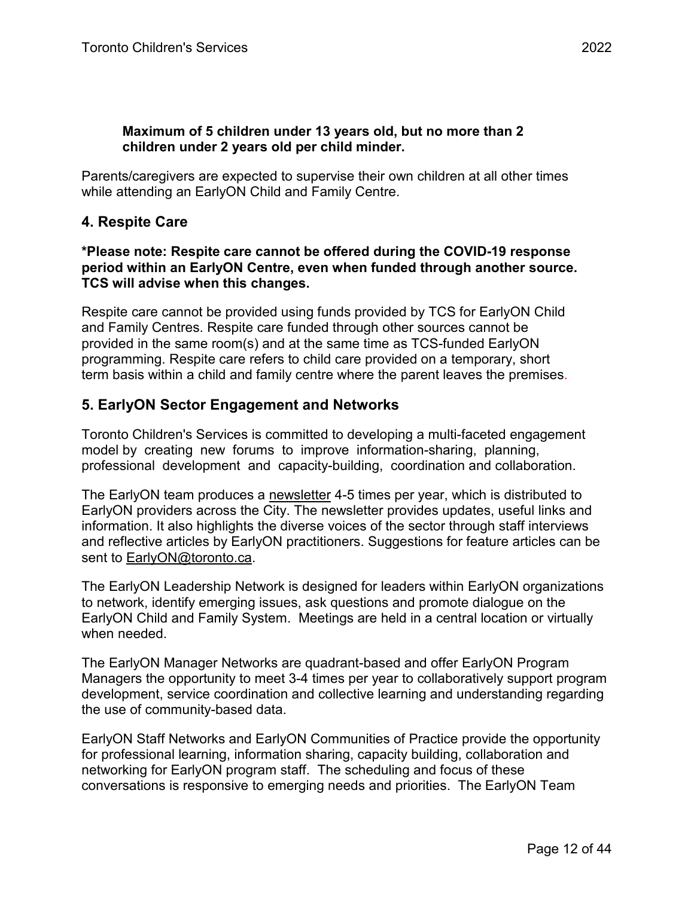**Maximum of 5 children under 13 years old, but no more than 2 children under 2 years old per child minder.**

Parents/caregivers are expected to supervise their own children at all other times while attending an EarlyON Child and Family Centre.

## 4. Respite Care

**\*Please note: Respite care cannot be offered during the COVID-19 response period within an EarlyON Centre, even when funded through another source. TCS will advise when this changes.**

Respite care cannot be provided using funds provided by TCS for EarlyON Child and Family Centres. Respite care funded through other sources cannot be provided in the same room(s) and at the same time as TCS-funded EarlyON programming. Respite care refers to child care provided on a temporary, short term basis within a child and family centre where the parent leaves the premises.

## 5. EarlyON Sector Engagement and Networks

Toronto Children's Services is committed to developing a multi-faceted engagement model by creating new forums to improve information-sharing, planning, professional development and capacity-building, coordination and collaboration.

The EarlyON team produces a newsletter 4-5 times per year, which is distributed to EarlyON providers across the City. The newsletter provides updates, useful links and information. It also highlights the diverse voices of the sector through staff interviews and reflective articles by EarlyON practitioners. Suggestions for feature articles can be sent to EarlyON@toronto.ca.

The EarlyON Leadership Network is designed for leaders within EarlyON organizations to network, identify emerging issues, ask questions and promote dialogue on the EarlyON Child and Family System. Meetings are held in a central location or virtually when needed.

The EarlyON Manager Networks are quadrant-based and offer EarlyON Program Managers the opportunity to meet 3-4 times per year to collaboratively support program development, service coordination and collective learning and understanding regarding the use of community-based data.

EarlyON Staff Networks and EarlyON Communities of Practice provide the opportunity for professional learning, information sharing, capacity building, collaboration and networking for EarlyON program staff. The scheduling and focus of these conversations is responsive to emerging needs and priorities. The EarlyON Team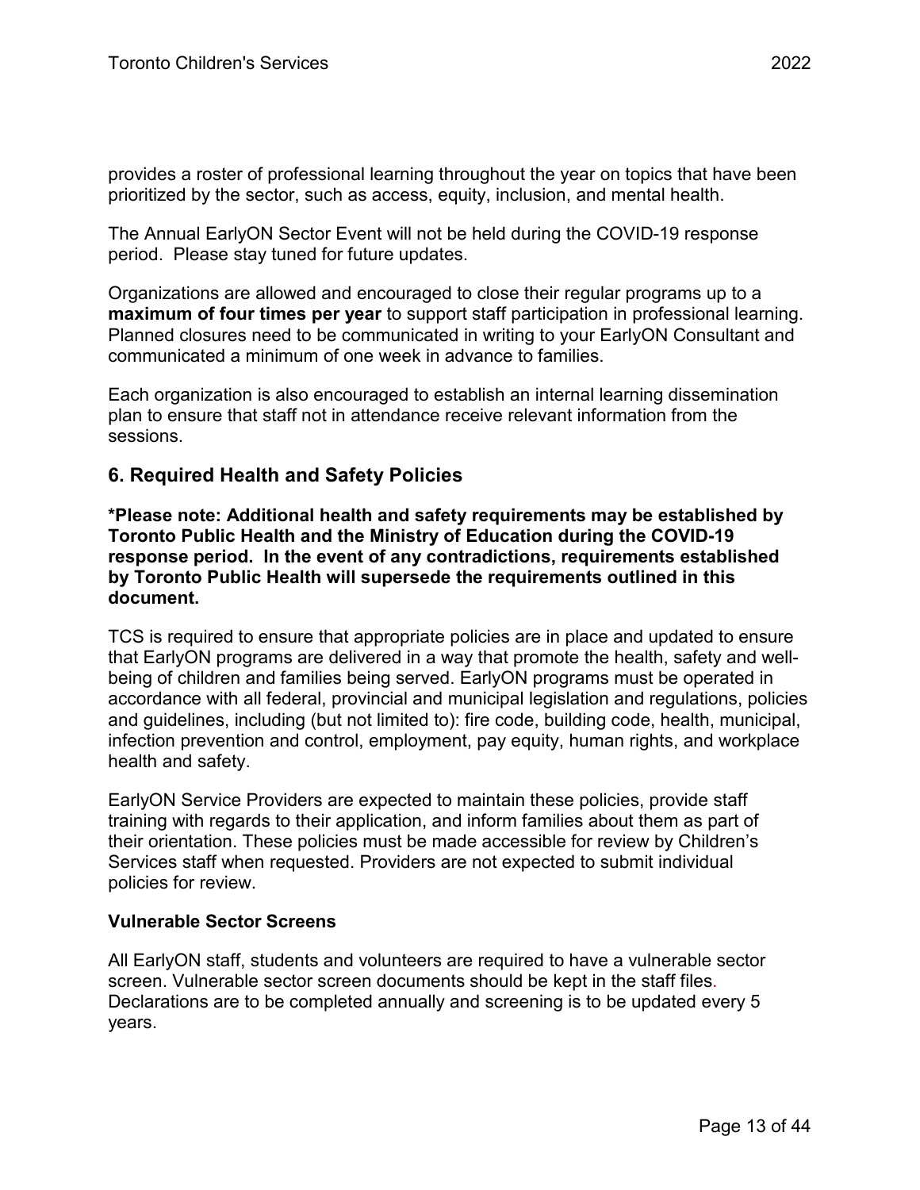provides a roster of professional learning throughout the year on topics that have been prioritized by the sector, such as access, equity, inclusion, and mental health.

The Annual EarlyON Sector Event will not be held during the COVID-19 response period. Please stay tuned for future updates.

Organizations are allowed and encouraged to close their regular programs up to a **maximum of four times per year** to support staff participation in professional learning. Planned closures need to be communicated in writing to your EarlyON Consultant and communicated a minimum of one week in advance to families.

Each organization is also encouraged to establish an internal learning dissemination plan to ensure that staff not in attendance receive relevant information from the sessions.

## 6. Required Health and Safety Policies

**\*Please note: Additional health and safety requirements may be established by Toronto Public Health and the Ministry of Education during the COVID-19 response period. In the event of any contradictions, requirements established by Toronto Public Health will supersede the requirements outlined in this document.**

TCS is required to ensure that appropriate policies are in place and updated to ensure that EarlyON programs are delivered in a way that promote the health, safety and well-being of children and families being served. EarlyON programs must be operated in accordance with all federal, provincial and municipal legislation and regulations, policies and guidelines, including (but not limited to): fire code, building code, health, municipal, infection prevention and control, employment, pay equity, human rights, and workplace health and safety.

EarlyON Service Providers are expected to maintain these policies, provide staff training with regards to their application, and inform families about them as part of their orientation. These policies must be made accessible for review by Children's Services staff when requested. Providers are not expected to submit individual policies for review.

### Vulnerable Sector Screens

All EarlyON staff, students and volunteers are required to have a vulnerable sector screen. Vulnerable sector screen documents should be kept in the staff files. Declarations are to be completed annually and screening is to be updated every 5 years.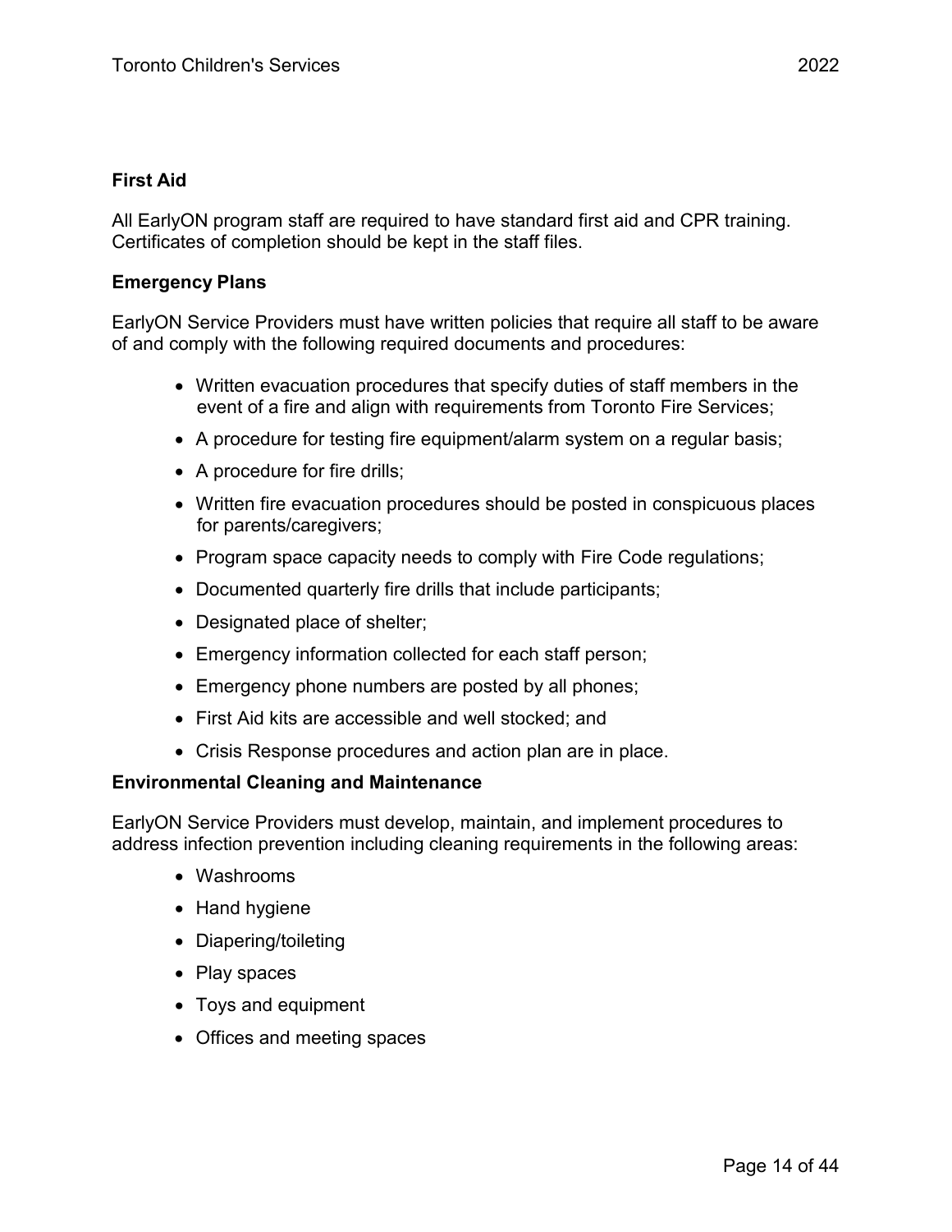**First Aid**

All EarlyON program staff are required to have standard first aid and CPR training. Certificates of completion should be kept in the staff files.

**Emergency Plans**

EarlyON Service Providers must have written policies that require all staff to be aware of and comply with the following required documents and procedures:

- Written evacuation procedures that specify duties of staff members in the event of a fire and align with requirements from Toronto Fire Services;
- A procedure for testing fire equipment/alarm system on a regular basis;
- A procedure for fire drills;
- Written fire evacuation procedures should be posted in conspicuous places for parents/caregivers;
- Program space capacity needs to comply with Fire Code regulations;
- Documented quarterly fire drills that include participants;
- Designated place of shelter;
- Emergency information collected for each staff person;
- Emergency phone numbers are posted by all phones;
- First Aid kits are accessible and well stocked; and
- Crisis Response procedures and action plan are in place.

**Environmental Cleaning and Maintenance**

EarlyON Service Providers must develop, maintain, and implement procedures to address infection prevention including cleaning requirements in the following areas:

- Washrooms
- Hand hygiene
- Diapering/toileting
- Play spaces
- Toys and equipment
- Offices and meeting spaces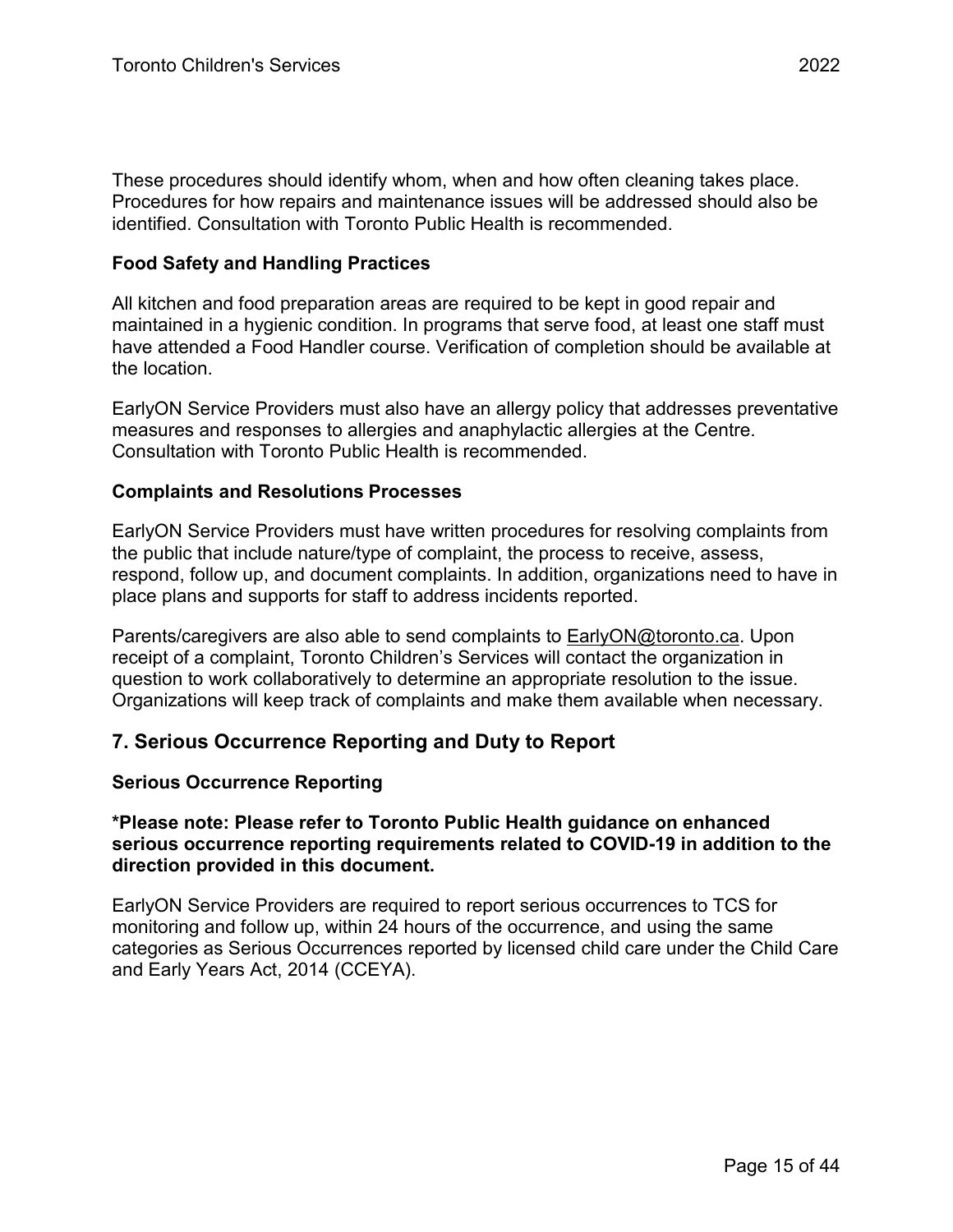These procedures should identify whom, when and how often cleaning takes place. Procedures for how repairs and maintenance issues will be addressed should also be identified. Consultation with Toronto Public Health is recommended.

### Food Safety and Handling Practices

All kitchen and food preparation areas are required to be kept in good repair and maintained in a hygienic condition. In programs that serve food, at least one staff must have attended a Food Handler course. Verification of completion should be available at the location.

EarlyON Service Providers must also have an allergy policy that addresses preventative measures and responses to allergies and anaphylactic allergies at the Centre. Consultation with Toronto Public Health is recommended.

### Complaints and Resolutions Processes

EarlyON Service Providers must have written procedures for resolving complaints from the public that include nature/type of complaint, the process to receive, assess, respond, follow up, and document complaints. In addition, organizations need to have in place plans and supports for staff to address incidents reported.

Parents/caregivers are also able to send complaints to EarlyON@toronto.ca. Upon receipt of a complaint, Toronto Children's Services will contact the organization in question to work collaboratively to determine an appropriate resolution to the issue. Organizations will keep track of complaints and make them available when necessary.

## 7. Serious Occurrence Reporting and Duty to Report

### Serious Occurrence Reporting

**\*Please note: Please refer to Toronto Public Health guidance on enhanced serious occurrence reporting requirements related to COVID-19 in addition to the direction provided in this document.**

EarlyON Service Providers are required to report serious occurrences to TCS for monitoring and follow up, within 24 hours of the occurrence, and using the same categories as Serious Occurrences reported by licensed child care under the Child Care and Early Years Act, 2014 (CCEYA).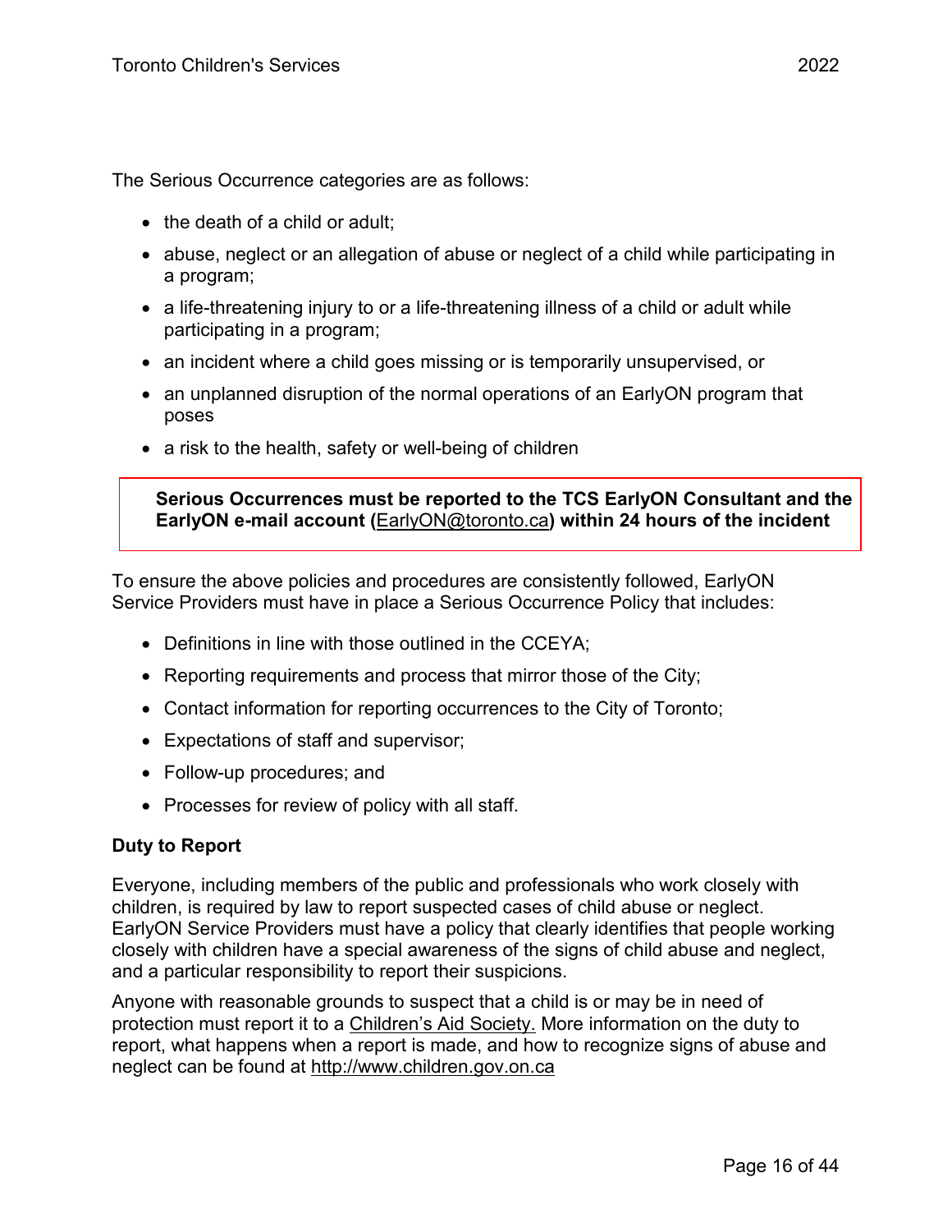The Serious Occurrence categories are as follows:

- the death of a child or adult;
- abuse, neglect or an allegation of abuse or neglect of a child while participating in a program;
- a life-threatening injury to or a life-threatening illness of a child or adult while participating in a program;
- an incident where a child goes missing or is temporarily unsupervised, or
- an unplanned disruption of the normal operations of an EarlyON program that poses
- a risk to the health, safety or well-being of children

**Serious Occurrences must be reported to the TCS EarlyON Consultant and the EarlyON e-mail account (EarlyON@toronto.ca) within 24 hours of the incident**

To ensure the above policies and procedures are consistently followed, EarlyON Service Providers must have in place a Serious Occurrence Policy that includes:

- Definitions in line with those outlined in the CCEYA;
- Reporting requirements and process that mirror those of the City;
- Contact information for reporting occurrences to the City of Toronto;
- Expectations of staff and supervisor;
- Follow-up procedures; and
- Processes for review of policy with all staff.

### Duty to Report

Everyone, including members of the public and professionals who work closely with children, is required by law to report suspected cases of child abuse or neglect. EarlyON Service Providers must have a policy that clearly identifies that people working closely with children have a special awareness of the signs of child abuse and neglect, and a particular responsibility to report their suspicions.

Anyone with reasonable grounds to suspect that a child is or may be in need of protection must report it to a Children's Aid Society. More information on the duty to report, what happens when a report is made, and how to recognize signs of abuse and neglect can be found at http://www.children.gov.on.ca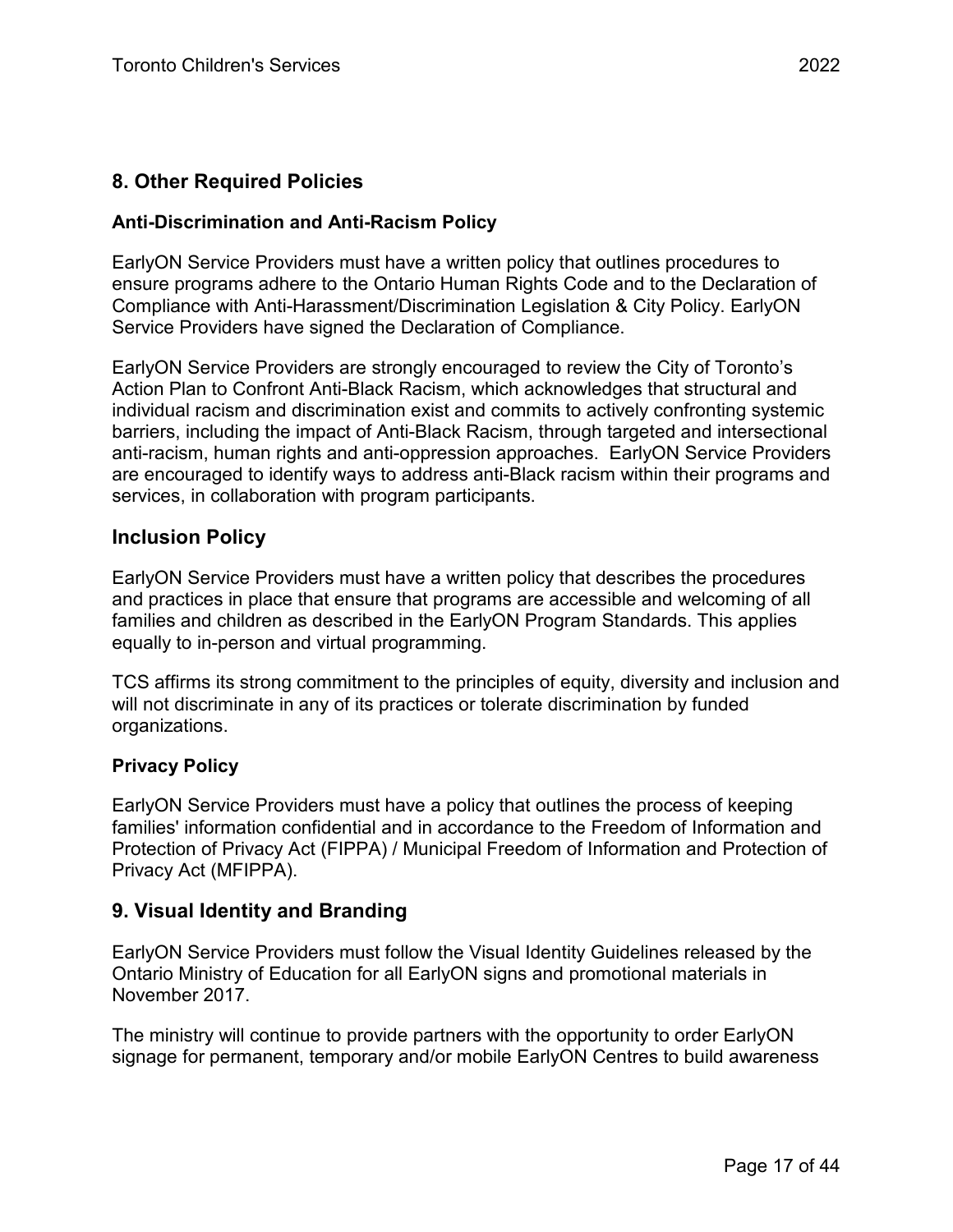## 8. Other Required Policies

### Anti-Discrimination and Anti-Racism Policy

EarlyON Service Providers must have a written policy that outlines procedures to ensure programs adhere to the Ontario Human Rights Code and to the Declaration of Compliance with Anti-Harassment/Discrimination Legislation & City Policy. EarlyON Service Providers have signed the Declaration of Compliance.

EarlyON Service Providers are strongly encouraged to review the City of Toronto's Action Plan to Confront Anti-Black Racism, which acknowledges that structural and individual racism and discrimination exist and commits to actively confronting systemic barriers, including the impact of Anti-Black Racism, through targeted and intersectional anti-racism, human rights and anti-oppression approaches. EarlyON Service Providers are encouraged to identify ways to address anti-Black racism within their programs and services, in collaboration with program participants.

## Inclusion Policy

EarlyON Service Providers must have a written policy that describes the procedures and practices in place that ensure that programs are accessible and welcoming of all families and children as described in the EarlyON Program Standards. This applies equally to in-person and virtual programming.

TCS affirms its strong commitment to the principles of equity, diversity and inclusion and will not discriminate in any of its practices or tolerate discrimination by funded organizations.

### Privacy Policy

EarlyON Service Providers must have a policy that outlines the process of keeping families' information confidential and in accordance to the Freedom of Information and Protection of Privacy Act (FIPPA) / Municipal Freedom of Information and Protection of Privacy Act (MFIPPA).

## 9. Visual Identity and Branding

EarlyON Service Providers must follow the Visual Identity Guidelines released by the Ontario Ministry of Education for all EarlyON signs and promotional materials in November 2017.

The ministry will continue to provide partners with the opportunity to order EarlyON signage for permanent, temporary and/or mobile EarlyON Centres to build awareness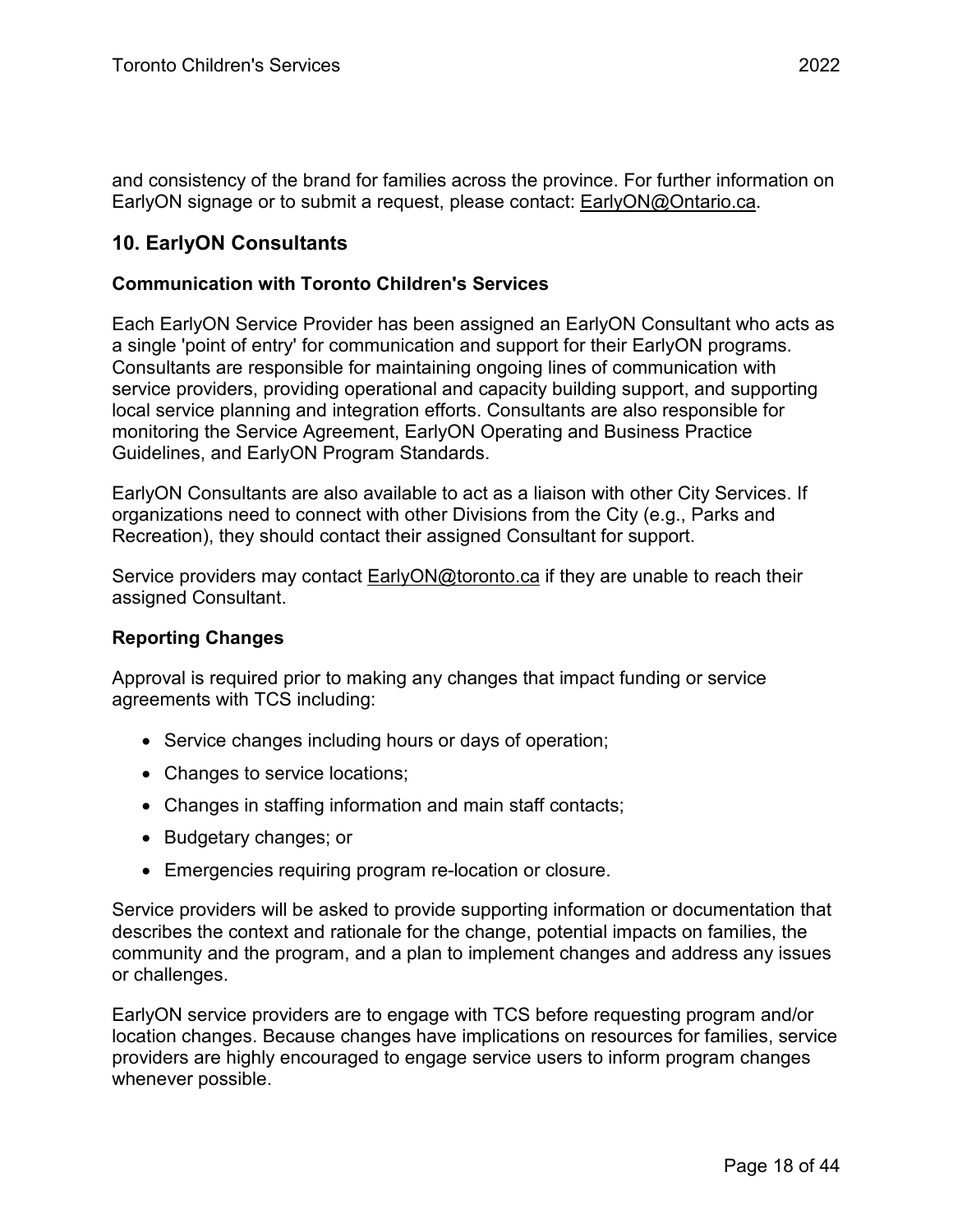and consistency of the brand for families across the province. For further information on EarlyON signage or to submit a request, please contact: EarlyON@Ontario.ca.

## 10. EarlyON Consultants

### Communication with Toronto Children's Services

Each EarlyON Service Provider has been assigned an EarlyON Consultant who acts as a single 'point of entry' for communication and support for their EarlyON programs. Consultants are responsible for maintaining ongoing lines of communication with service providers, providing operational and capacity building support, and supporting local service planning and integration efforts. Consultants are also responsible for monitoring the Service Agreement, EarlyON Operating and Business Practice Guidelines, and EarlyON Program Standards.

EarlyON Consultants are also available to act as a liaison with other City Services. If organizations need to connect with other Divisions from the City (e.g., Parks and Recreation), they should contact their assigned Consultant for support.

Service providers may contact EarlyON@toronto.ca if they are unable to reach their assigned Consultant.

### Reporting Changes

Approval is required prior to making any changes that impact funding or service agreements with TCS including:

- Service changes including hours or days of operation;
- Changes to service locations;
- Changes in staffing information and main staff contacts;
- Budgetary changes; or
- Emergencies requiring program re-location or closure.

Service providers will be asked to provide supporting information or documentation that describes the context and rationale for the change, potential impacts on families, the community and the program, and a plan to implement changes and address any issues or challenges.

EarlyON service providers are to engage with TCS before requesting program and/or location changes. Because changes have implications on resources for families, service providers are highly encouraged to engage service users to inform program changes whenever possible.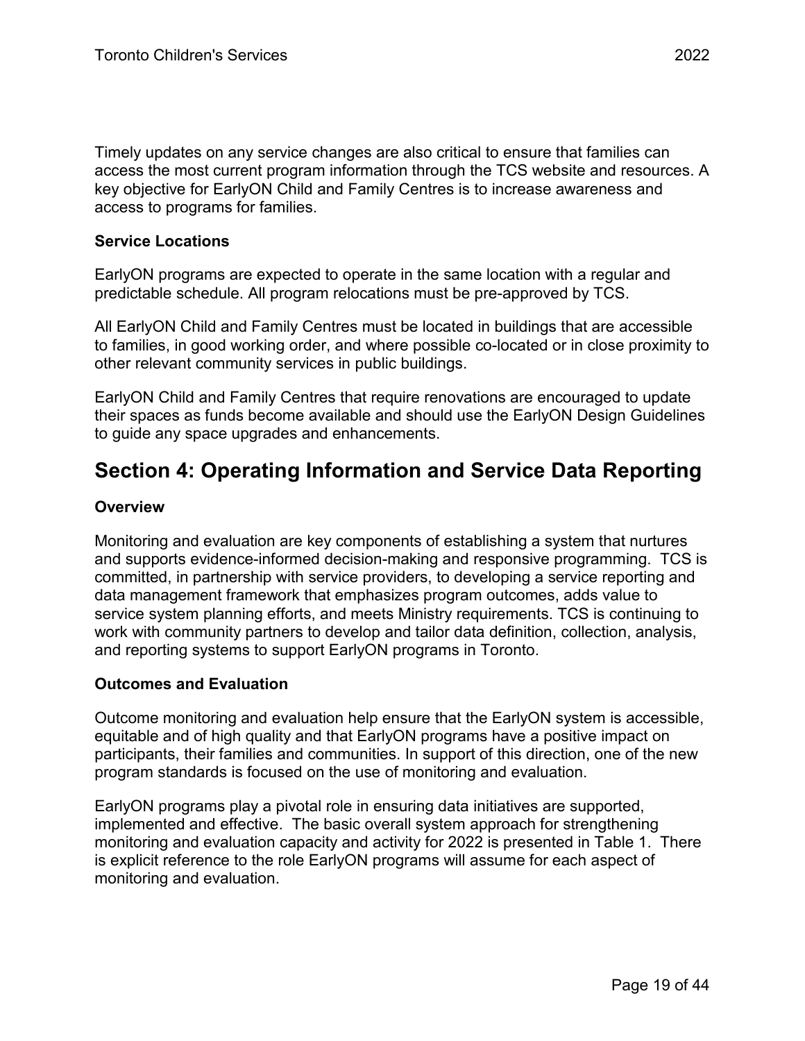Timely updates on any service changes are also critical to ensure that families can access the most current program information through the TCS website and resources. A key objective for EarlyON Child and Family Centres is to increase awareness and access to programs for families.

**Service Locations**

EarlyON programs are expected to operate in the same location with a regular and predictable schedule. All program relocations must be pre-approved by TCS.

All EarlyON Child and Family Centres must be located in buildings that are accessible to families, in good working order, and where possible co-located or in close proximity to other relevant community services in public buildings.

EarlyON Child and Family Centres that require renovations are encouraged to update their spaces as funds become available and should use the EarlyON Design Guidelines to guide any space upgrades and enhancements.

## Section 4: Operating Information and Service Data Reporting

**Overview**

Monitoring and evaluation are key components of establishing a system that nurtures and supports evidence-informed decision-making and responsive programming. TCS is committed, in partnership with service providers, to developing a service reporting and data management framework that emphasizes program outcomes, adds value to service system planning efforts, and meets Ministry requirements. TCS is continuing to work with community partners to develop and tailor data definition, collection, analysis, and reporting systems to support EarlyON programs in Toronto.

**Outcomes and Evaluation**

Outcome monitoring and evaluation help ensure that the EarlyON system is accessible, equitable and of high quality and that EarlyON programs have a positive impact on participants, their families and communities. In support of this direction, one of the new program standards is focused on the use of monitoring and evaluation.

EarlyON programs play a pivotal role in ensuring data initiatives are supported, implemented and effective. The basic overall system approach for strengthening monitoring and evaluation capacity and activity for 2022 is presented in Table 1. There is explicit reference to the role EarlyON programs will assume for each aspect of monitoring and evaluation.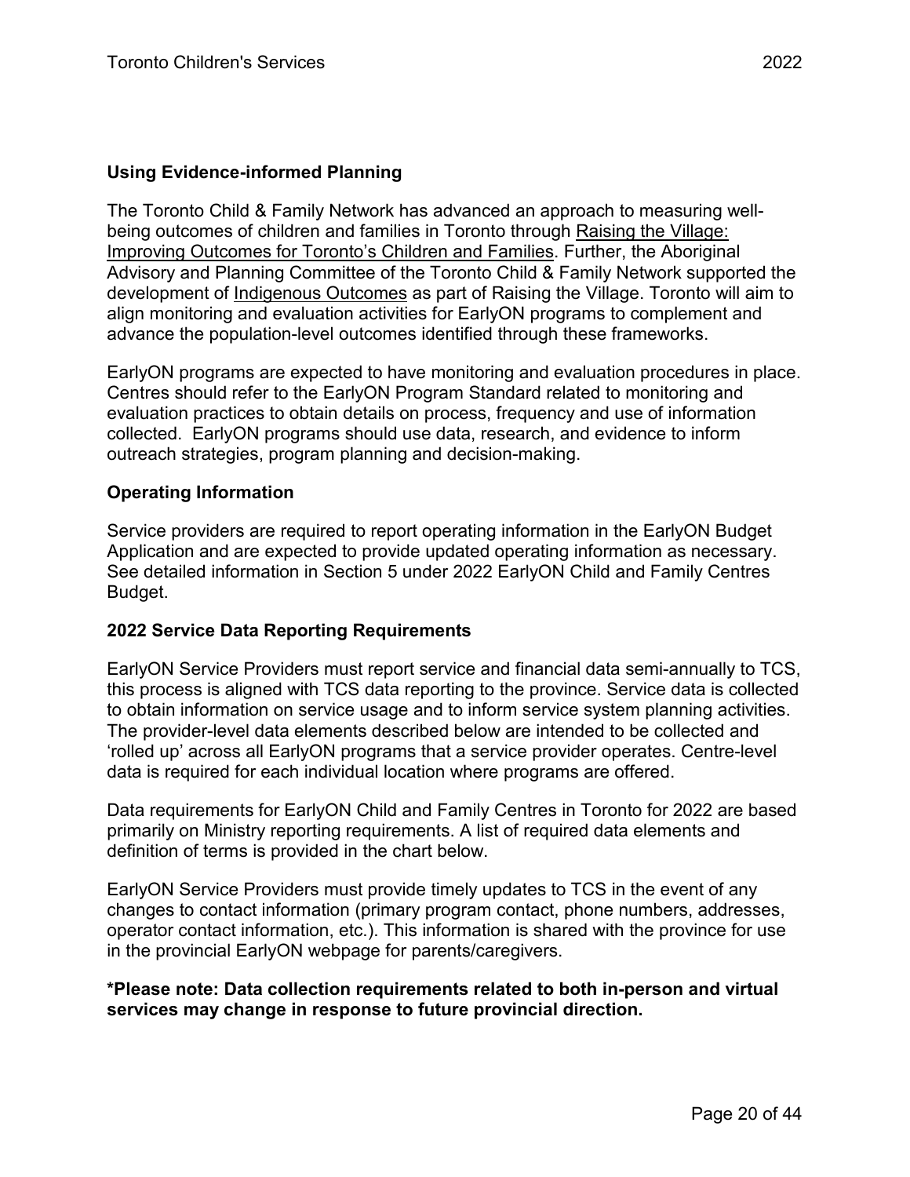### Using Evidence-informed Planning

The Toronto Child & Family Network has advanced an approach to measuring well-being outcomes of children and families in Toronto through Raising the Village: Improving Outcomes for Toronto's Children and Families. Further, the Aboriginal Advisory and Planning Committee of the Toronto Child & Family Network supported the development of Indigenous Outcomes as part of Raising the Village. Toronto will aim to align monitoring and evaluation activities for EarlyON programs to complement and advance the population-level outcomes identified through these frameworks.

EarlyON programs are expected to have monitoring and evaluation procedures in place. Centres should refer to the EarlyON Program Standard related to monitoring and evaluation practices to obtain details on process, frequency and use of information collected. EarlyON programs should use data, research, and evidence to inform outreach strategies, program planning and decision-making.

### Operating Information

Service providers are required to report operating information in the EarlyON Budget Application and are expected to provide updated operating information as necessary. See detailed information in Section 5 under 2022 EarlyON Child and Family Centres Budget.

### 2022 Service Data Reporting Requirements

EarlyON Service Providers must report service and financial data semi-annually to TCS, this process is aligned with TCS data reporting to the province. Service data is collected to obtain information on service usage and to inform service system planning activities. The provider-level data elements described below are intended to be collected and 'rolled up' across all EarlyON programs that a service provider operates. Centre-level data is required for each individual location where programs are offered.

Data requirements for EarlyON Child and Family Centres in Toronto for 2022 are based primarily on Ministry reporting requirements. A list of required data elements and definition of terms is provided in the chart below.

EarlyON Service Providers must provide timely updates to TCS in the event of any changes to contact information (primary program contact, phone numbers, addresses, operator contact information, etc.). This information is shared with the province for use in the provincial EarlyON webpage for parents/caregivers.

**\*Please note: Data collection requirements related to both in-person and virtual services may change in response to future provincial direction.**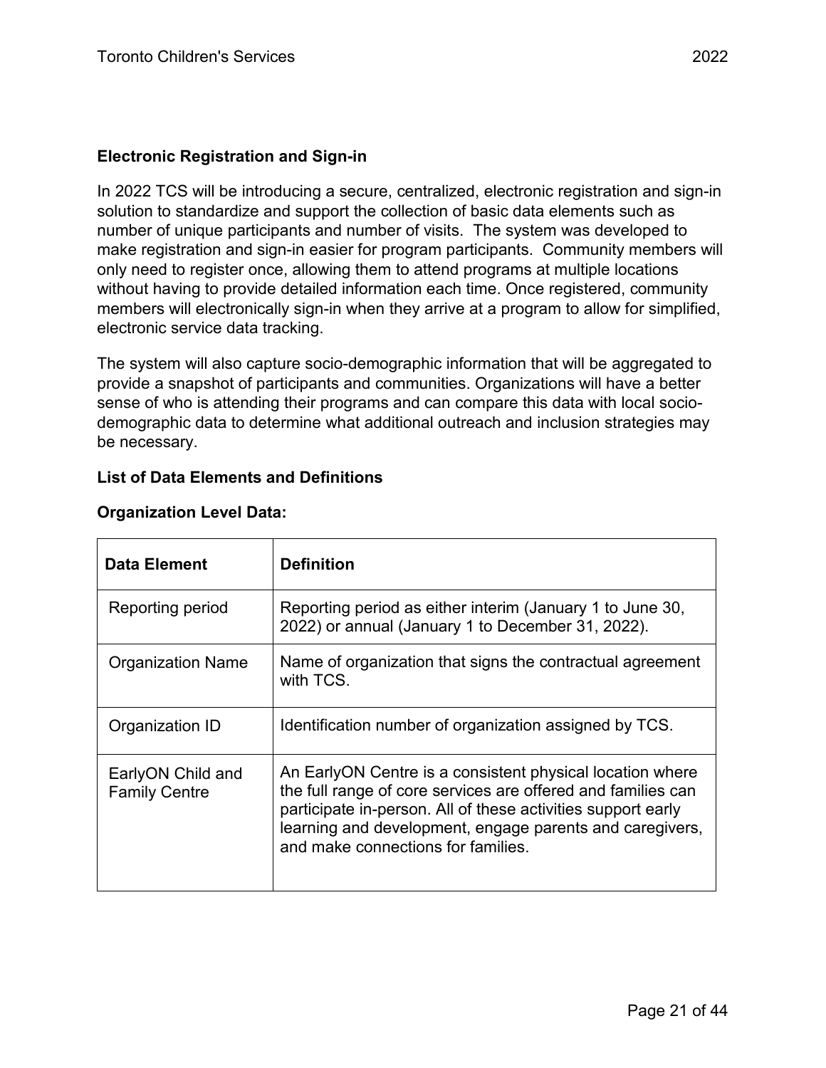**Electronic Registration and Sign-in**

In 2022 TCS will be introducing a secure, centralized, electronic registration and sign-in solution to standardize and support the collection of basic data elements such as number of unique participants and number of visits. The system was developed to make registration and sign-in easier for program participants. Community members will only need to register once, allowing them to attend programs at multiple locations without having to provide detailed information each time. Once registered, community members will electronically sign-in when they arrive at a program to allow for simplified, electronic service data tracking.

The system will also capture socio-demographic information that will be aggregated to provide a snapshot of participants and communities. Organizations will have a better sense of who is attending their programs and can compare this data with local socio-demographic data to determine what additional outreach and inclusion strategies may be necessary.

**List of Data Elements and Definitions**

**Organization Level Data:**

| Data Element | Definition |
|---|---|
| Reporting period | Reporting period as either interim (January 1 to June 30, 2022) or annual (January 1 to December 31, 2022). |
| Organization Name | Name of organization that signs the contractual agreement with TCS. |
| Organization ID | Identification number of organization assigned by TCS. |
| EarlyON Child and Family Centre | An EarlyON Centre is a consistent physical location where the full range of core services are offered and families can participate in-person. All of these activities support early learning and development, engage parents and caregivers, and make connections for families. |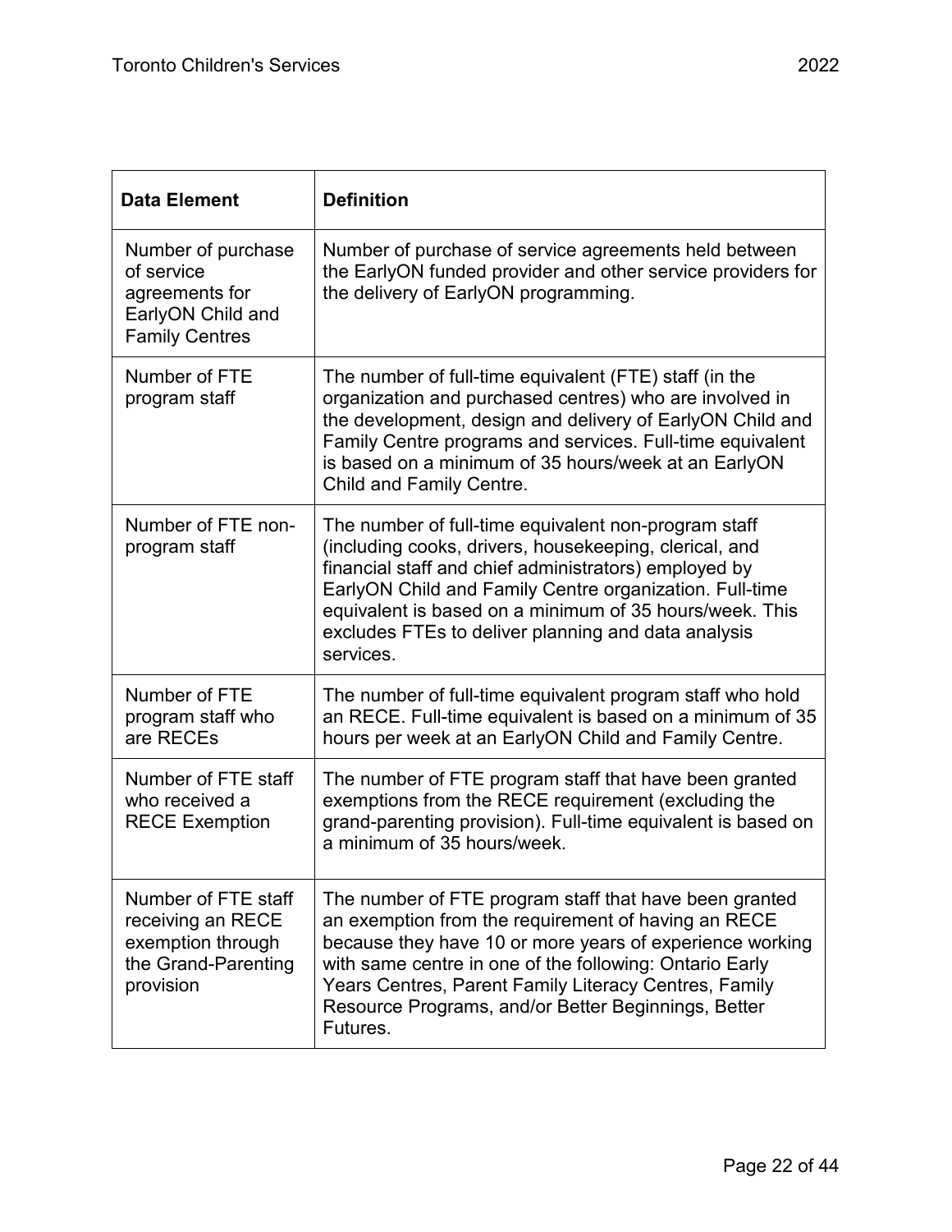| Data Element | Definition |
|---|---|
| Number of purchase of service agreements for EarlyON Child and Family Centres | Number of purchase of service agreements held between the EarlyON funded provider and other service providers for the delivery of EarlyON programming. |
| Number of FTE program staff | The number of full-time equivalent (FTE) staff (in the organization and purchased centres) who are involved in the development, design and delivery of EarlyON Child and Family Centre programs and services. Full-time equivalent is based on a minimum of 35 hours/week at an EarlyON Child and Family Centre. |
| Number of FTE non-program staff | The number of full-time equivalent non-program staff (including cooks, drivers, housekeeping, clerical, and financial staff and chief administrators) employed by EarlyON Child and Family Centre organization. Full-time equivalent is based on a minimum of 35 hours/week. This excludes FTEs to deliver planning and data analysis services. |
| Number of FTE program staff who are RECEs | The number of full-time equivalent program staff who hold an RECE. Full-time equivalent is based on a minimum of 35 hours per week at an EarlyON Child and Family Centre. |
| Number of FTE staff who received a RECE Exemption | The number of FTE program staff that have been granted exemptions from the RECE requirement (excluding the grand-parenting provision). Full-time equivalent is based on a minimum of 35 hours/week. |
| Number of FTE staff receiving an RECE exemption through the Grand-Parenting provision | The number of FTE program staff that have been granted an exemption from the requirement of having an RECE because they have 10 or more years of experience working with same centre in one of the following: Ontario Early Years Centres, Parent Family Literacy Centres, Family Resource Programs, and/or Better Beginnings, Better Futures. |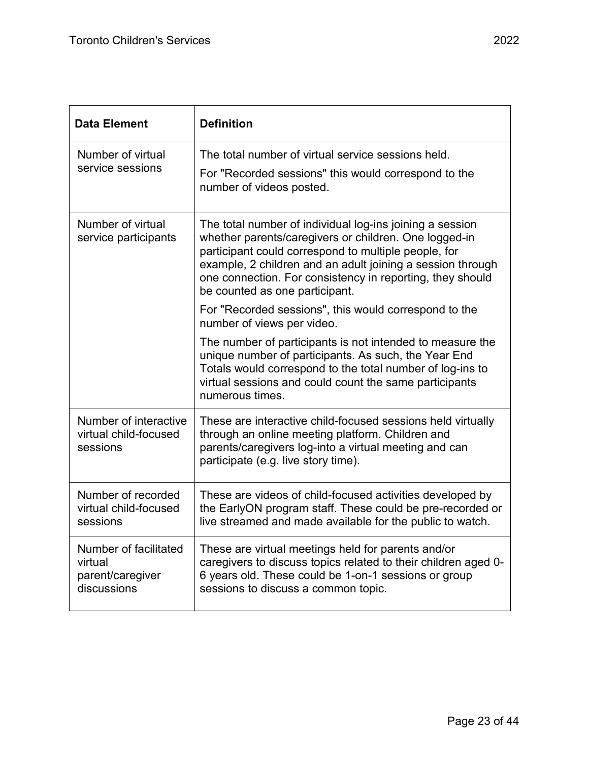| Data Element | Definition |
|---|---|
| Number of virtual service sessions | The total number of virtual service sessions held.<br>For "Recorded sessions" this would correspond to the number of videos posted. |
| Number of virtual service participants | The total number of individual log-ins joining a session whether parents/caregivers or children. One logged-in participant could correspond to multiple people, for example, 2 children and an adult joining a session through one connection. For consistency in reporting, they should be counted as one participant.<br>For "Recorded sessions", this would correspond to the number of views per video.<br>The number of participants is not intended to measure the unique number of participants. As such, the Year End Totals would correspond to the total number of log-ins to virtual sessions and could count the same participants numerous times. |
| Number of interactive virtual child-focused sessions | These are interactive child-focused sessions held virtually through an online meeting platform. Children and parents/caregivers log-into a virtual meeting and can participate (e.g. live story time). |
| Number of recorded virtual child-focused sessions | These are videos of child-focused activities developed by the EarlyON program staff. These could be pre-recorded or live streamed and made available for the public to watch. |
| Number of facilitated virtual parent/caregiver discussions | These are virtual meetings held for parents and/or caregivers to discuss topics related to their children aged 0-6 years old. These could be 1-on-1 sessions or group sessions to discuss a common topic. |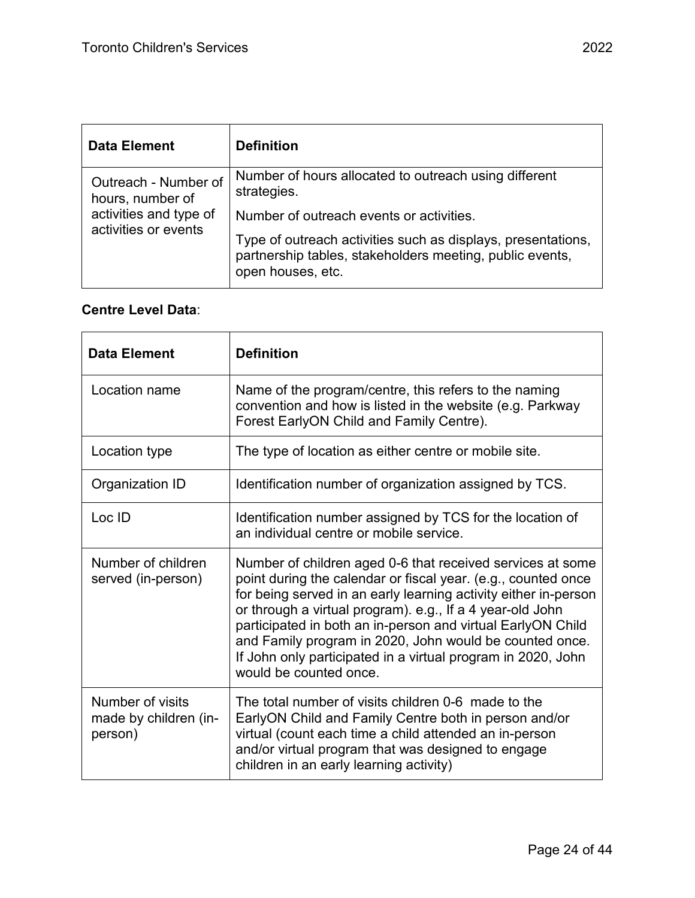| Data Element | Definition |
| --- | --- |
| Outreach - Number of hours, number of activities and type of activities or events | Number of hours allocated to outreach using different strategies.<br><br>Number of outreach events or activities.<br><br>Type of outreach activities such as displays, presentations, partnership tables, stakeholders meeting, public events, open houses, etc. |

**Centre Level Data**:

| Data Element | Definition |
| --- | --- |
| Location name | Name of the program/centre, this refers to the naming convention and how is listed in the website (e.g. Parkway Forest EarlyON Child and Family Centre). |
| Location type | The type of location as either centre or mobile site. |
| Organization ID | Identification number of organization assigned by TCS. |
| Loc ID | Identification number assigned by TCS for the location of an individual centre or mobile service. |
| Number of children served (in-person) | Number of children aged 0-6 that received services at some point during the calendar or fiscal year. (e.g., counted once for being served in an early learning activity either in-person or through a virtual program). e.g., If a 4 year-old John participated in both an in-person and virtual EarlyON Child and Family program in 2020, John would be counted once. If John only participated in a virtual program in 2020, John would be counted once. |
| Number of visits made by children (in-person) | The total number of visits children 0-6 made to the EarlyON Child and Family Centre both in person and/or virtual (count each time a child attended an in-person and/or virtual program that was designed to engage children in an early learning activity) |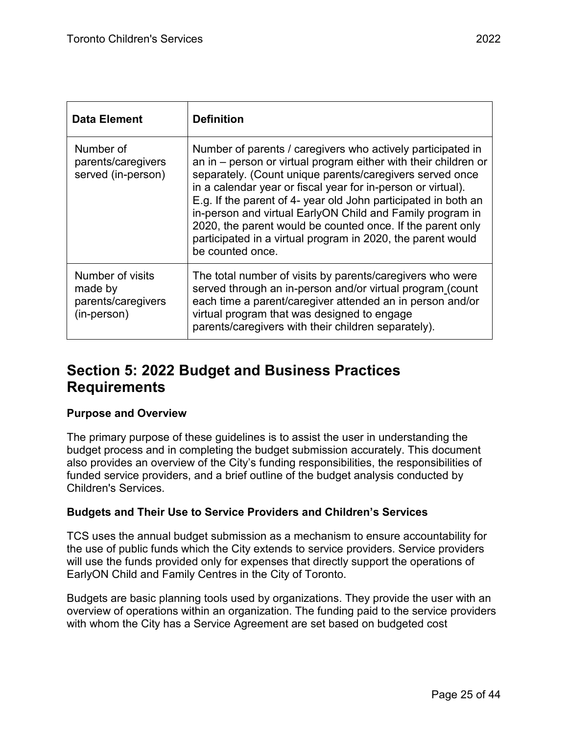| Data Element | Definition |
|---|---|
| Number of parents/caregivers served (in-person) | Number of parents / caregivers who actively participated in an in – person or virtual program either with their children or separately. (Count unique parents/caregivers served once in a calendar year or fiscal year for in-person or virtual). E.g. If the parent of 4- year old John participated in both an in-person and virtual EarlyON Child and Family program in 2020, the parent would be counted once. If the parent only participated in a virtual program in 2020, the parent would be counted once. |
| Number of visits made by parents/caregivers (in-person) | The total number of visits by parents/caregivers who were served through an in-person and/or virtual program (count each time a parent/caregiver attended an in person and/or virtual program that was designed to engage parents/caregivers with their children separately). |

## Section 5: 2022 Budget and Business Practices Requirements

**Purpose and Overview**

The primary purpose of these guidelines is to assist the user in understanding the budget process and in completing the budget submission accurately. This document also provides an overview of the City's funding responsibilities, the responsibilities of funded service providers, and a brief outline of the budget analysis conducted by Children's Services.

**Budgets and Their Use to Service Providers and Children's Services**

TCS uses the annual budget submission as a mechanism to ensure accountability for the use of public funds which the City extends to service providers. Service providers will use the funds provided only for expenses that directly support the operations of EarlyON Child and Family Centres in the City of Toronto.

Budgets are basic planning tools used by organizations. They provide the user with an overview of operations within an organization. The funding paid to the service providers with whom the City has a Service Agreement are set based on budgeted cost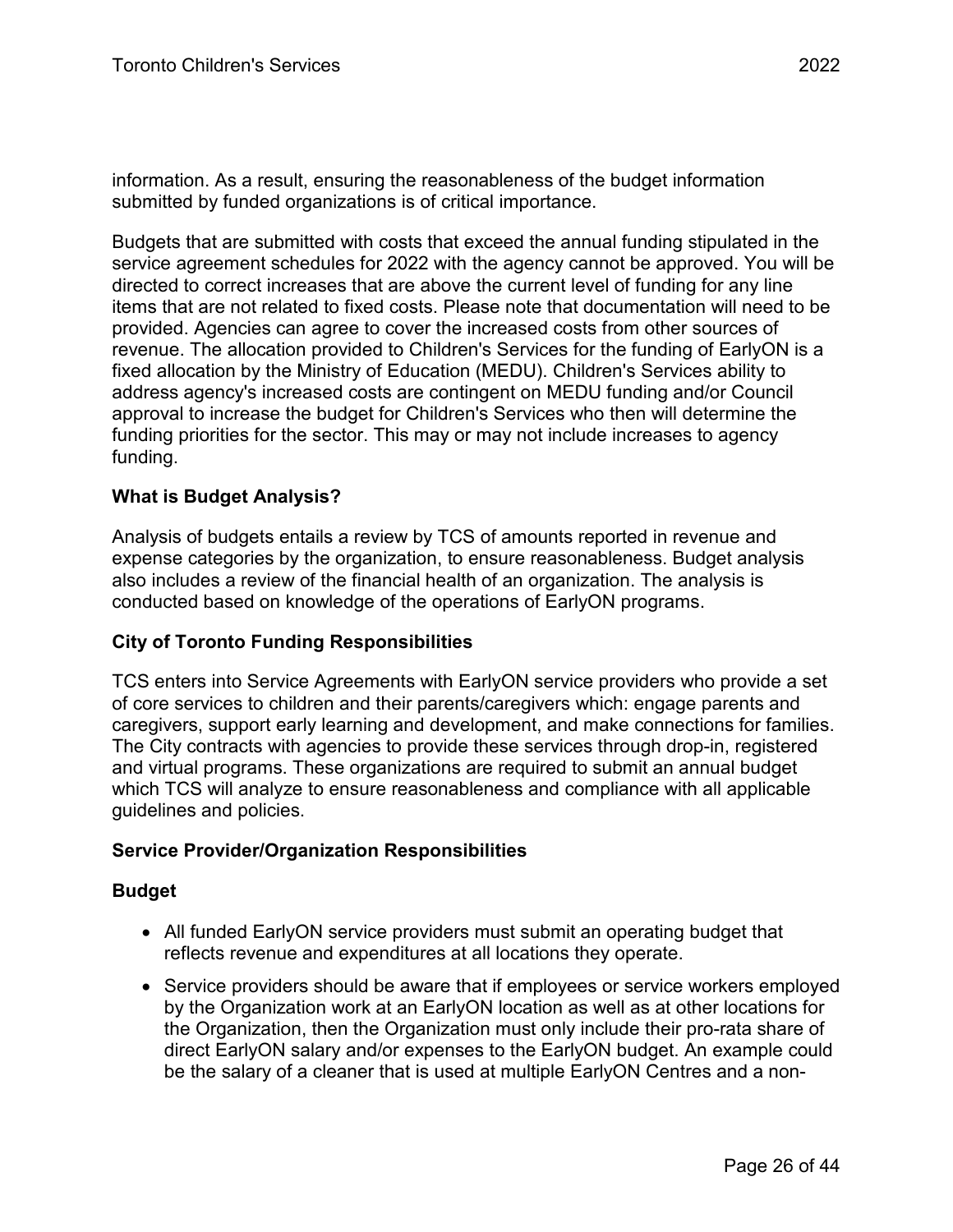information. As a result, ensuring the reasonableness of the budget information submitted by funded organizations is of critical importance.

Budgets that are submitted with costs that exceed the annual funding stipulated in the service agreement schedules for 2022 with the agency cannot be approved. You will be directed to correct increases that are above the current level of funding for any line items that are not related to fixed costs. Please note that documentation will need to be provided. Agencies can agree to cover the increased costs from other sources of revenue. The allocation provided to Children's Services for the funding of EarlyON is a fixed allocation by the Ministry of Education (MEDU). Children's Services ability to address agency's increased costs are contingent on MEDU funding and/or Council approval to increase the budget for Children's Services who then will determine the funding priorities for the sector. This may or may not include increases to agency funding.

**What is Budget Analysis?**

Analysis of budgets entails a review by TCS of amounts reported in revenue and expense categories by the organization, to ensure reasonableness. Budget analysis also includes a review of the financial health of an organization. The analysis is conducted based on knowledge of the operations of EarlyON programs.

**City of Toronto Funding Responsibilities**

TCS enters into Service Agreements with EarlyON service providers who provide a set of core services to children and their parents/caregivers which: engage parents and caregivers, support early learning and development, and make connections for families. The City contracts with agencies to provide these services through drop-in, registered and virtual programs. These organizations are required to submit an annual budget which TCS will analyze to ensure reasonableness and compliance with all applicable guidelines and policies.

**Service Provider/Organization Responsibilities**

**Budget**

- All funded EarlyON service providers must submit an operating budget that reflects revenue and expenditures at all locations they operate.
- Service providers should be aware that if employees or service workers employed by the Organization work at an EarlyON location as well as at other locations for the Organization, then the Organization must only include their pro-rata share of direct EarlyON salary and/or expenses to the EarlyON budget. An example could be the salary of a cleaner that is used at multiple EarlyON Centres and a non-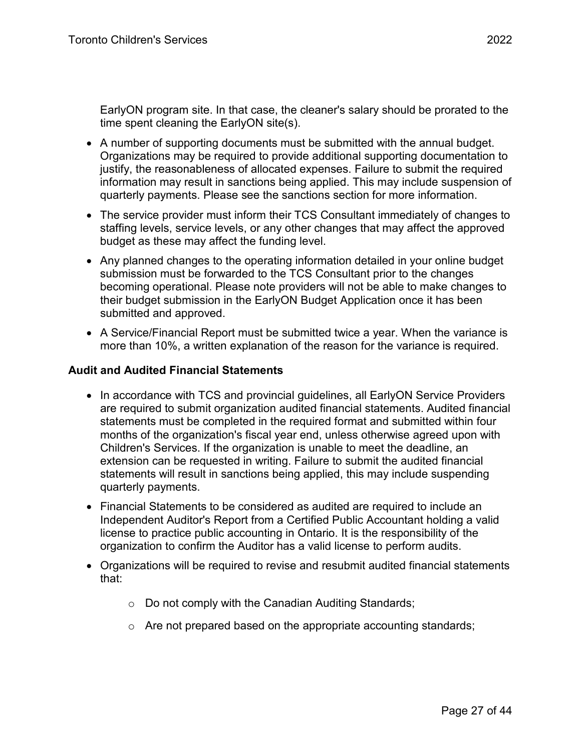EarlyON program site. In that case, the cleaner's salary should be prorated to the time spent cleaning the EarlyON site(s).

- A number of supporting documents must be submitted with the annual budget. Organizations may be required to provide additional supporting documentation to justify, the reasonableness of allocated expenses. Failure to submit the required information may result in sanctions being applied. This may include suspension of quarterly payments. Please see the sanctions section for more information.
- The service provider must inform their TCS Consultant immediately of changes to staffing levels, service levels, or any other changes that may affect the approved budget as these may affect the funding level.
- Any planned changes to the operating information detailed in your online budget submission must be forwarded to the TCS Consultant prior to the changes becoming operational. Please note providers will not be able to make changes to their budget submission in the EarlyON Budget Application once it has been submitted and approved.
- A Service/Financial Report must be submitted twice a year. When the variance is more than 10%, a written explanation of the reason for the variance is required.

**Audit and Audited Financial Statements**

- In accordance with TCS and provincial guidelines, all EarlyON Service Providers are required to submit organization audited financial statements. Audited financial statements must be completed in the required format and submitted within four months of the organization's fiscal year end, unless otherwise agreed upon with Children's Services. If the organization is unable to meet the deadline, an extension can be requested in writing. Failure to submit the audited financial statements will result in sanctions being applied, this may include suspending quarterly payments.
- Financial Statements to be considered as audited are required to include an Independent Auditor's Report from a Certified Public Accountant holding a valid license to practice public accounting in Ontario. It is the responsibility of the organization to confirm the Auditor has a valid license to perform audits.
- Organizations will be required to revise and resubmit audited financial statements that:
  - Do not comply with the Canadian Auditing Standards;
  - Are not prepared based on the appropriate accounting standards;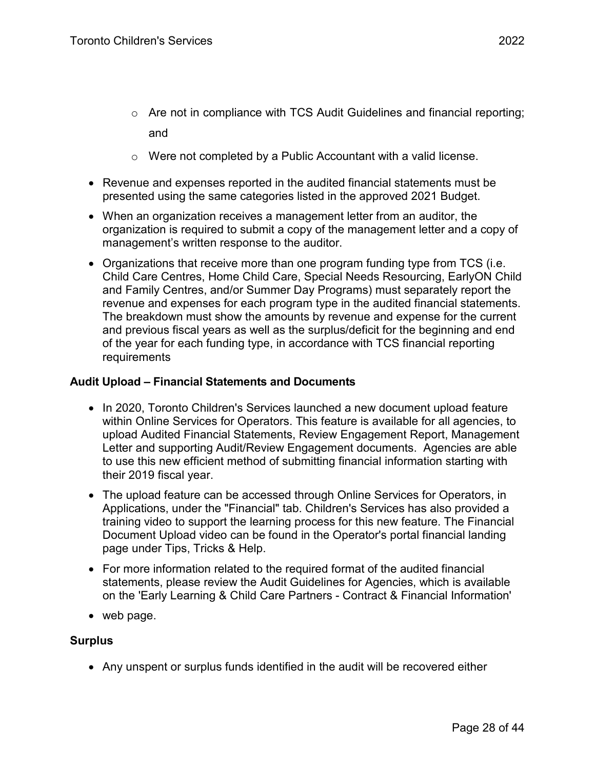- Are not in compliance with TCS Audit Guidelines and financial reporting; and
  - Were not completed by a Public Accountant with a valid license.
- Revenue and expenses reported in the audited financial statements must be presented using the same categories listed in the approved 2021 Budget.
- When an organization receives a management letter from an auditor, the organization is required to submit a copy of the management letter and a copy of management's written response to the auditor.
- Organizations that receive more than one program funding type from TCS (i.e. Child Care Centres, Home Child Care, Special Needs Resourcing, EarlyON Child and Family Centres, and/or Summer Day Programs) must separately report the revenue and expenses for each program type in the audited financial statements. The breakdown must show the amounts by revenue and expense for the current and previous fiscal years as well as the surplus/deficit for the beginning and end of the year for each funding type, in accordance with TCS financial reporting requirements

**Audit Upload – Financial Statements and Documents**

- In 2020, Toronto Children's Services launched a new document upload feature within Online Services for Operators. This feature is available for all agencies, to upload Audited Financial Statements, Review Engagement Report, Management Letter and supporting Audit/Review Engagement documents. Agencies are able to use this new efficient method of submitting financial information starting with their 2019 fiscal year.
- The upload feature can be accessed through Online Services for Operators, in Applications, under the "Financial" tab. Children's Services has also provided a training video to support the learning process for this new feature. The Financial Document Upload video can be found in the Operator's portal financial landing page under Tips, Tricks & Help.
- For more information related to the required format of the audited financial statements, please review the Audit Guidelines for Agencies, which is available on the 'Early Learning & Child Care Partners - Contract & Financial Information'
- web page.

**Surplus**

- Any unspent or surplus funds identified in the audit will be recovered either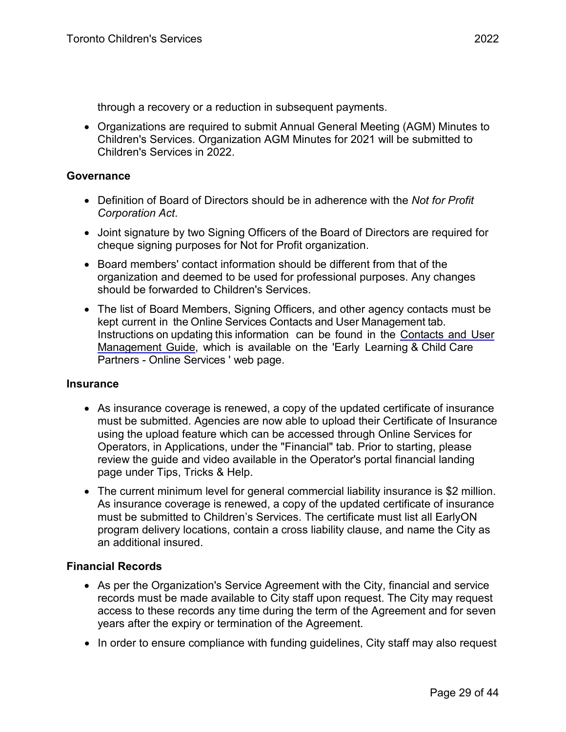through a recovery or a reduction in subsequent payments.

- Organizations are required to submit Annual General Meeting (AGM) Minutes to Children's Services. Organization AGM Minutes for 2021 will be submitted to Children's Services in 2022.

### Governance

- Definition of Board of Directors should be in adherence with the *Not for Profit Corporation Act*.
- Joint signature by two Signing Officers of the Board of Directors are required for cheque signing purposes for Not for Profit organization.
- Board members' contact information should be different from that of the organization and deemed to be used for professional purposes. Any changes should be forwarded to Children's Services.
- The list of Board Members, Signing Officers, and other agency contacts must be kept current in the Online Services Contacts and User Management tab. Instructions on updating this information can be found in the Contacts and User Management Guide, which is available on the 'Early Learning & Child Care Partners - Online Services ' web page.

### Insurance

- As insurance coverage is renewed, a copy of the updated certificate of insurance must be submitted. Agencies are now able to upload their Certificate of Insurance using the upload feature which can be accessed through Online Services for Operators, in Applications, under the "Financial" tab. Prior to starting, please review the guide and video available in the Operator's portal financial landing page under Tips, Tricks & Help.
- The current minimum level for general commercial liability insurance is $2 million. As insurance coverage is renewed, a copy of the updated certificate of insurance must be submitted to Children's Services. The certificate must list all EarlyON program delivery locations, contain a cross liability clause, and name the City as an additional insured.

### Financial Records

- As per the Organization's Service Agreement with the City, financial and service records must be made available to City staff upon request. The City may request access to these records any time during the term of the Agreement and for seven years after the expiry or termination of the Agreement.
- In order to ensure compliance with funding guidelines, City staff may also request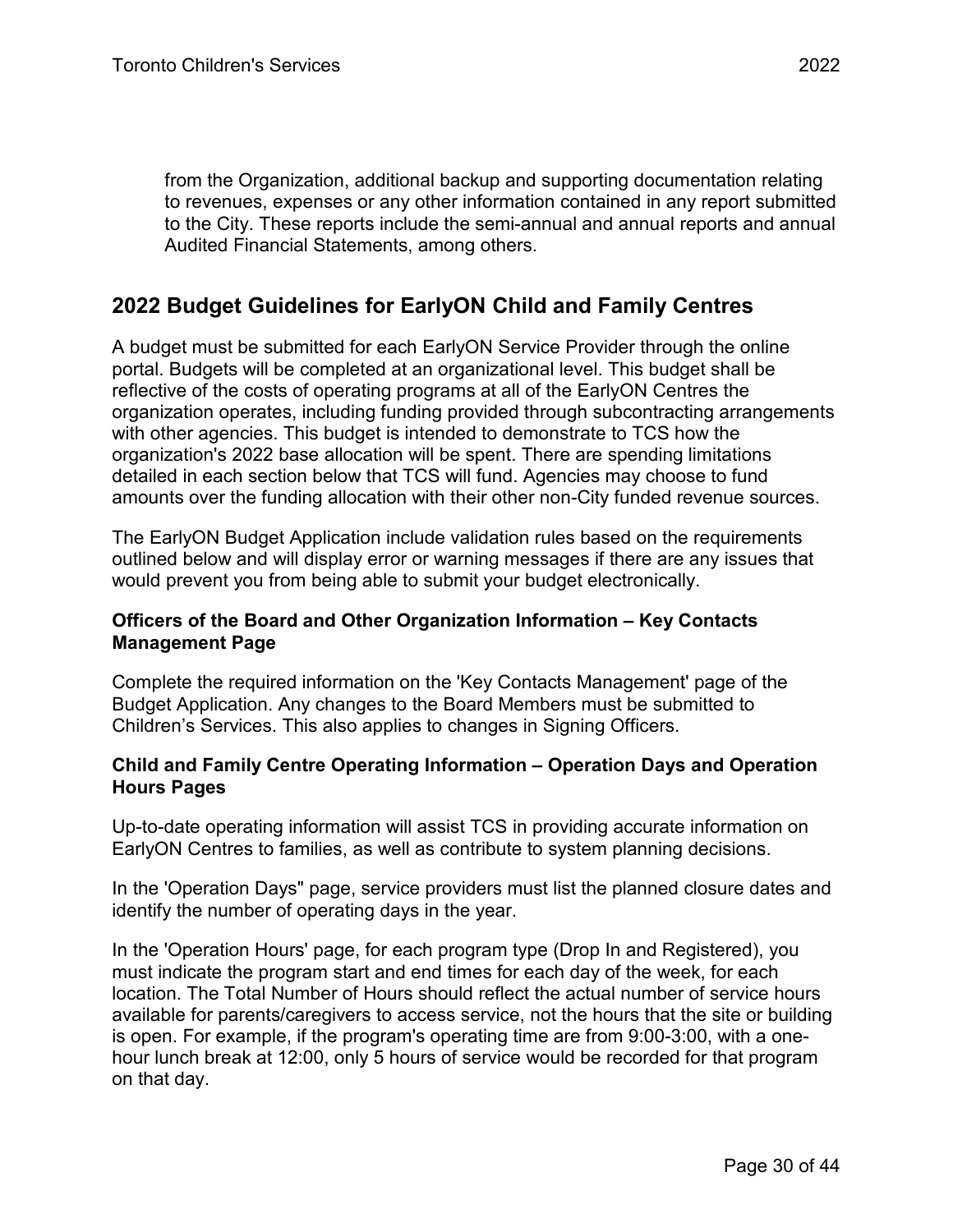from the Organization, additional backup and supporting documentation relating to revenues, expenses or any other information contained in any report submitted to the City. These reports include the semi-annual and annual reports and annual Audited Financial Statements, among others.

## 2022 Budget Guidelines for EarlyON Child and Family Centres

A budget must be submitted for each EarlyON Service Provider through the online portal. Budgets will be completed at an organizational level. This budget shall be reflective of the costs of operating programs at all of the EarlyON Centres the organization operates, including funding provided through subcontracting arrangements with other agencies. This budget is intended to demonstrate to TCS how the organization's 2022 base allocation will be spent. There are spending limitations detailed in each section below that TCS will fund. Agencies may choose to fund amounts over the funding allocation with their other non-City funded revenue sources.

The EarlyON Budget Application include validation rules based on the requirements outlined below and will display error or warning messages if there are any issues that would prevent you from being able to submit your budget electronically.

#### Officers of the Board and Other Organization Information – Key Contacts Management Page

Complete the required information on the 'Key Contacts Management' page of the Budget Application. Any changes to the Board Members must be submitted to Children’s Services. This also applies to changes in Signing Officers.

#### Child and Family Centre Operating Information – Operation Days and Operation Hours Pages

Up-to-date operating information will assist TCS in providing accurate information on EarlyON Centres to families, as well as contribute to system planning decisions.

In the 'Operation Days" page, service providers must list the planned closure dates and identify the number of operating days in the year.

In the 'Operation Hours' page, for each program type (Drop In and Registered), you must indicate the program start and end times for each day of the week, for each location. The Total Number of Hours should reflect the actual number of service hours available for parents/caregivers to access service, not the hours that the site or building is open. For example, if the program's operating time are from 9:00-3:00, with a one-hour lunch break at 12:00, only 5 hours of service would be recorded for that program on that day.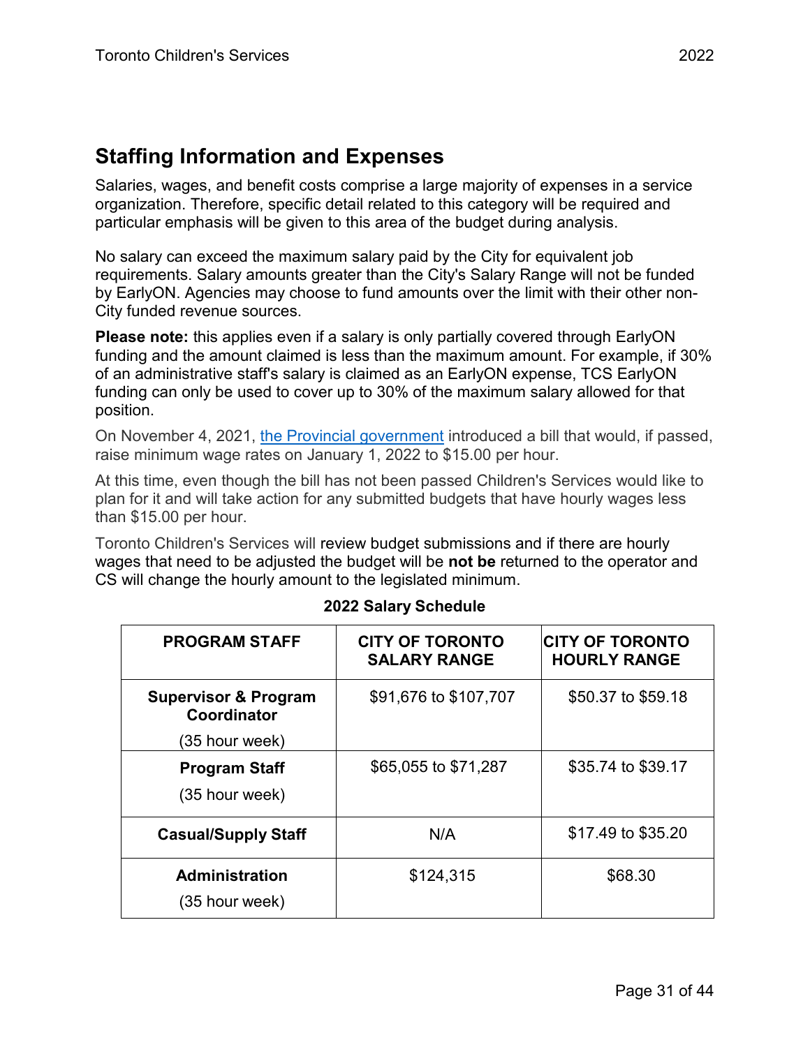## Staffing Information and Expenses

Salaries, wages, and benefit costs comprise a large majority of expenses in a service organization. Therefore, specific detail related to this category will be required and particular emphasis will be given to this area of the budget during analysis.

No salary can exceed the maximum salary paid by the City for equivalent job requirements. Salary amounts greater than the City's Salary Range will not be funded by EarlyON. Agencies may choose to fund amounts over the limit with their other non-City funded revenue sources.

**Please note:** this applies even if a salary is only partially covered through EarlyON funding and the amount claimed is less than the maximum amount. For example, if 30% of an administrative staff's salary is claimed as an EarlyON expense, TCS EarlyON funding can only be used to cover up to 30% of the maximum salary allowed for that position.

On November 4, 2021, [the Provincial government] introduced a bill that would, if passed, raise minimum wage rates on January 1, 2022 to $15.00 per hour.

At this time, even though the bill has not been passed Children's Services would like to plan for it and will take action for any submitted budgets that have hourly wages less than $15.00 per hour.

Toronto Children's Services will review budget submissions and if there are hourly wages that need to be adjusted the budget will be **not be** returned to the operator and CS will change the hourly amount to the legislated minimum.

**2022 Salary Schedule**

| PROGRAM STAFF | CITY OF TORONTO SALARY RANGE | CITY OF TORONTO HOURLY RANGE |
|---|---|---|
| **Supervisor & Program Coordinator** (35 hour week) | $91,676 to $107,707 | $50.37 to $59.18 |
| **Program Staff** (35 hour week) | $65,055 to $71,287 | $35.74 to $39.17 |
| **Casual/Supply Staff** | N/A | $17.49 to $35.20 |
| **Administration** (35 hour week) | $124,315 | $68.30 |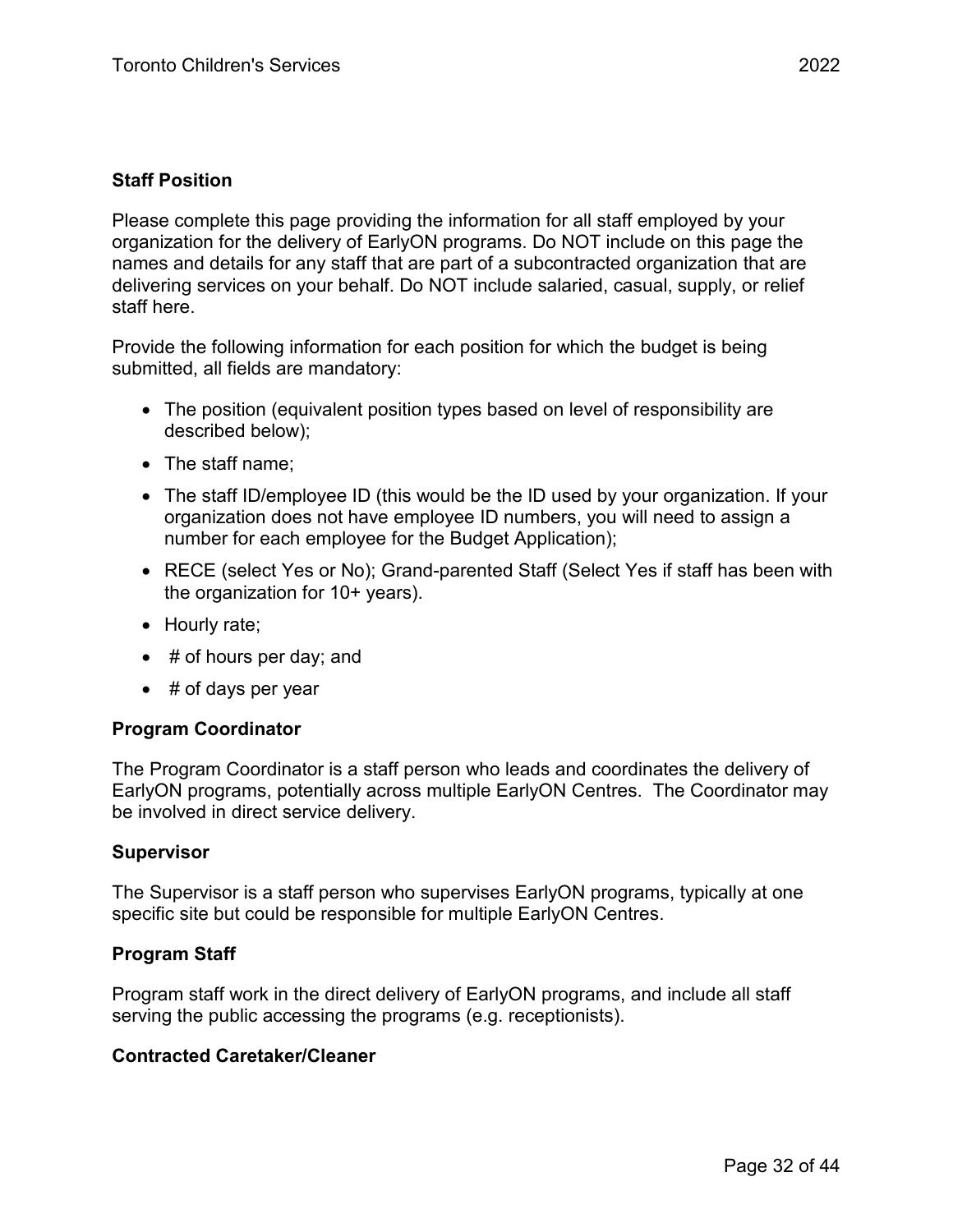### Staff Position

Please complete this page providing the information for all staff employed by your organization for the delivery of EarlyON programs. Do NOT include on this page the names and details for any staff that are part of a subcontracted organization that are delivering services on your behalf. Do NOT include salaried, casual, supply, or relief staff here.

Provide the following information for each position for which the budget is being submitted, all fields are mandatory:

- The position (equivalent position types based on level of responsibility are described below);
- The staff name;
- The staff ID/employee ID (this would be the ID used by your organization. If your organization does not have employee ID numbers, you will need to assign a number for each employee for the Budget Application);
- RECE (select Yes or No); Grand-parented Staff (Select Yes if staff has been with the organization for 10+ years).
- Hourly rate;
- # of hours per day; and
- # of days per year

### Program Coordinator

The Program Coordinator is a staff person who leads and coordinates the delivery of EarlyON programs, potentially across multiple EarlyON Centres. The Coordinator may be involved in direct service delivery.

### Supervisor

The Supervisor is a staff person who supervises EarlyON programs, typically at one specific site but could be responsible for multiple EarlyON Centres.

### Program Staff

Program staff work in the direct delivery of EarlyON programs, and include all staff serving the public accessing the programs (e.g. receptionists).

### Contracted Caretaker/Cleaner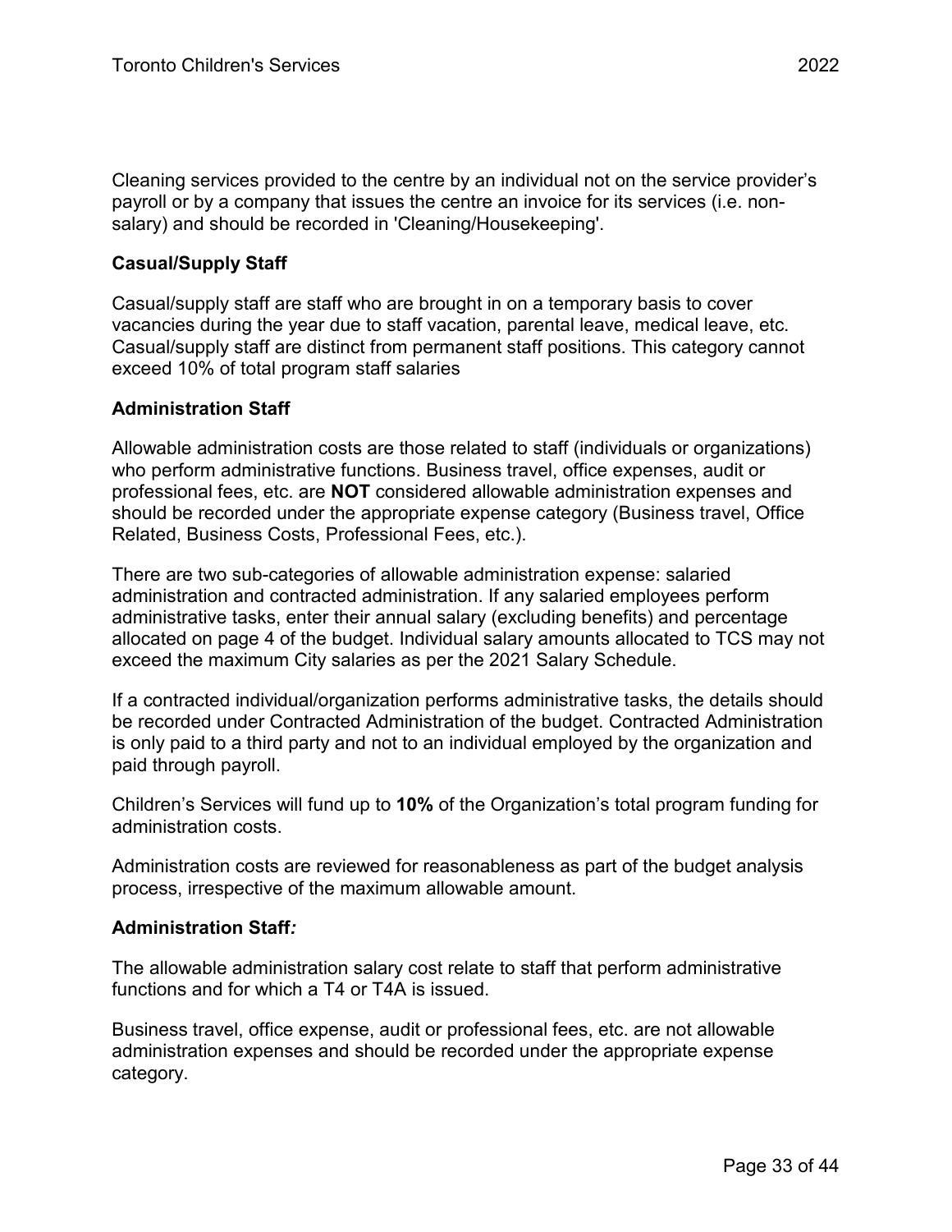Cleaning services provided to the centre by an individual not on the service provider's payroll or by a company that issues the centre an invoice for its services (i.e. non-salary) and should be recorded in 'Cleaning/Housekeeping'.

**Casual/Supply Staff**

Casual/supply staff are staff who are brought in on a temporary basis to cover vacancies during the year due to staff vacation, parental leave, medical leave, etc. Casual/supply staff are distinct from permanent staff positions. This category cannot exceed 10% of total program staff salaries

**Administration Staff**

Allowable administration costs are those related to staff (individuals or organizations) who perform administrative functions. Business travel, office expenses, audit or professional fees, etc. are **NOT** considered allowable administration expenses and should be recorded under the appropriate expense category (Business travel, Office Related, Business Costs, Professional Fees, etc.).

There are two sub-categories of allowable administration expense: salaried administration and contracted administration. If any salaried employees perform administrative tasks, enter their annual salary (excluding benefits) and percentage allocated on page 4 of the budget. Individual salary amounts allocated to TCS may not exceed the maximum City salaries as per the 2021 Salary Schedule.

If a contracted individual/organization performs administrative tasks, the details should be recorded under Contracted Administration of the budget. Contracted Administration is only paid to a third party and not to an individual employed by the organization and paid through payroll.

Children's Services will fund up to **10%** of the Organization's total program funding for administration costs.

Administration costs are reviewed for reasonableness as part of the budget analysis process, irrespective of the maximum allowable amount.

**Administration Staff*:***

The allowable administration salary cost relate to staff that perform administrative functions and for which a T4 or T4A is issued.

Business travel, office expense, audit or professional fees, etc. are not allowable administration expenses and should be recorded under the appropriate expense category.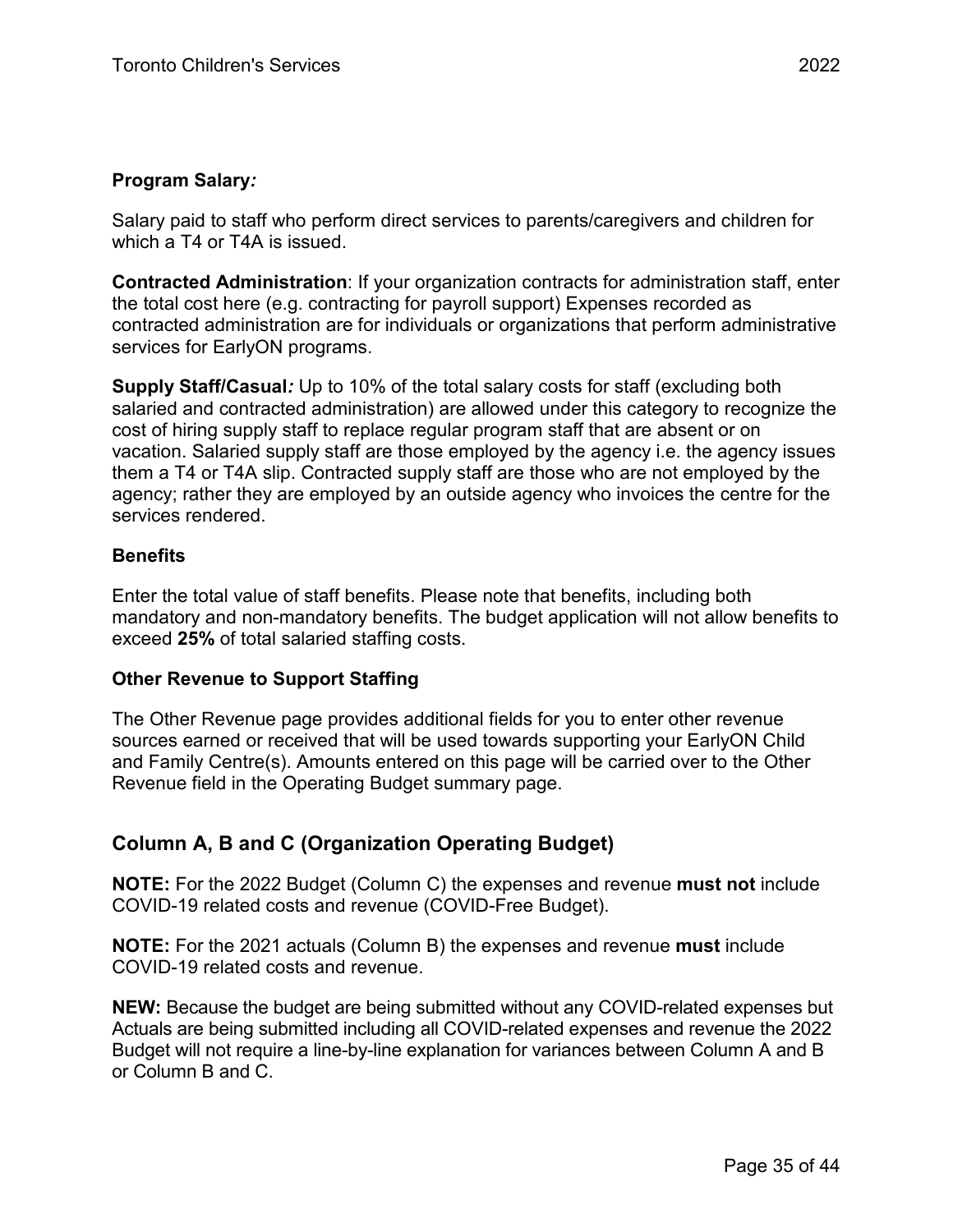**Program Salary*:***

Salary paid to staff who perform direct services to parents/caregivers and children for which a T4 or T4A is issued.

**Contracted Administration**: If your organization contracts for administration staff, enter the total cost here (e.g. contracting for payroll support) Expenses recorded as contracted administration are for individuals or organizations that perform administrative services for EarlyON programs.

**Supply Staff/Casual*:*** Up to 10% of the total salary costs for staff (excluding both salaried and contracted administration) are allowed under this category to recognize the cost of hiring supply staff to replace regular program staff that are absent or on vacation. Salaried supply staff are those employed by the agency i.e. the agency issues them a T4 or T4A slip. Contracted supply staff are those who are not employed by the agency; rather they are employed by an outside agency who invoices the centre for the services rendered.

**Benefits**

Enter the total value of staff benefits. Please note that benefits, including both mandatory and non-mandatory benefits. The budget application will not allow benefits to exceed **25%** of total salaried staffing costs.

**Other Revenue to Support Staffing**

The Other Revenue page provides additional fields for you to enter other revenue sources earned or received that will be used towards supporting your EarlyON Child and Family Centre(s). Amounts entered on this page will be carried over to the Other Revenue field in the Operating Budget summary page.

## Column A, B and C (Organization Operating Budget)

**NOTE:** For the 2022 Budget (Column C) the expenses and revenue **must not** include COVID-19 related costs and revenue (COVID-Free Budget).

**NOTE:** For the 2021 actuals (Column B) the expenses and revenue **must** include COVID-19 related costs and revenue.

**NEW:** Because the budget are being submitted without any COVID-related expenses but Actuals are being submitted including all COVID-related expenses and revenue the 2022 Budget will not require a line-by-line explanation for variances between Column A and B or Column B and C.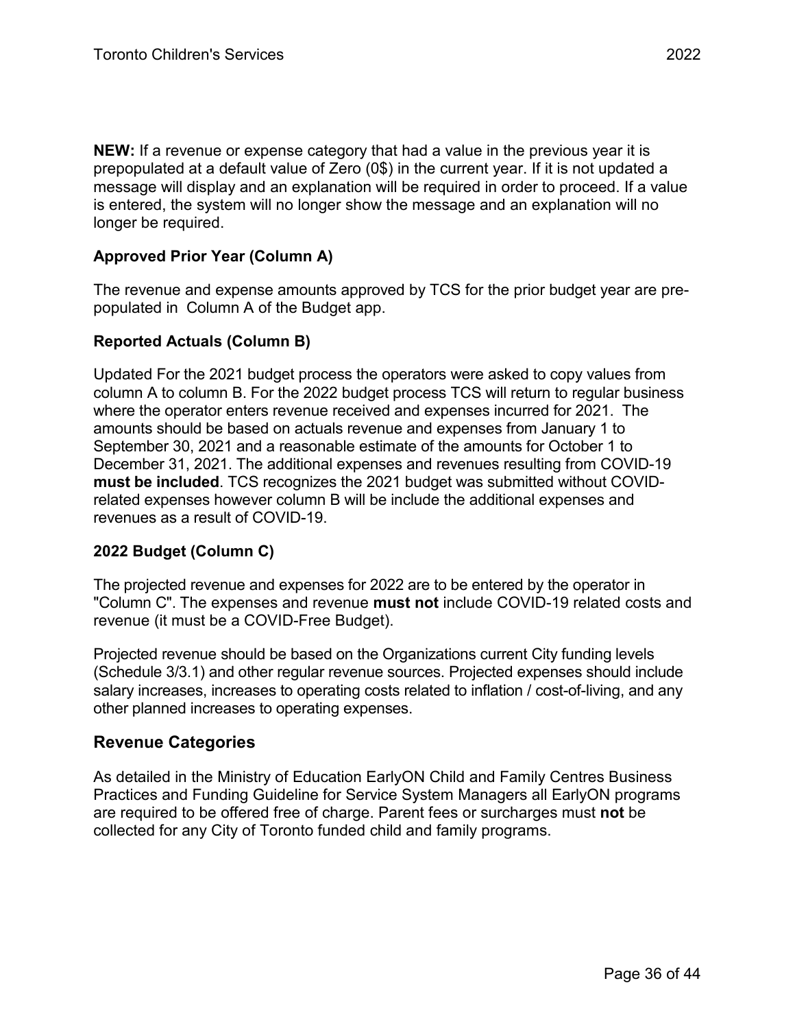**NEW:** If a revenue or expense category that had a value in the previous year it is prepopulated at a default value of Zero (0$) in the current year. If it is not updated a message will display and an explanation will be required in order to proceed. If a value is entered, the system will no longer show the message and an explanation will no longer be required.

### Approved Prior Year (Column A)

The revenue and expense amounts approved by TCS for the prior budget year are pre-populated in  Column A of the Budget app.

### Reported Actuals (Column B)

Updated For the 2021 budget process the operators were asked to copy values from column A to column B. For the 2022 budget process TCS will return to regular business where the operator enters revenue received and expenses incurred for 2021.  The amounts should be based on actuals revenue and expenses from January 1 to September 30, 2021 and a reasonable estimate of the amounts for October 1 to December 31, 2021. The additional expenses and revenues resulting from COVID-19 **must be included**. TCS recognizes the 2021 budget was submitted without COVID-related expenses however column B will be include the additional expenses and revenues as a result of COVID-19.

### 2022 Budget (Column C)

The projected revenue and expenses for 2022 are to be entered by the operator in "Column C". The expenses and revenue **must not** include COVID-19 related costs and revenue (it must be a COVID-Free Budget).

Projected revenue should be based on the Organizations current City funding levels (Schedule 3/3.1) and other regular revenue sources. Projected expenses should include salary increases, increases to operating costs related to inflation / cost-of-living, and any other planned increases to operating expenses.

## Revenue Categories

As detailed in the Ministry of Education EarlyON Child and Family Centres Business Practices and Funding Guideline for Service System Managers all EarlyON programs are required to be offered free of charge. Parent fees or surcharges must **not** be collected for any City of Toronto funded child and family programs.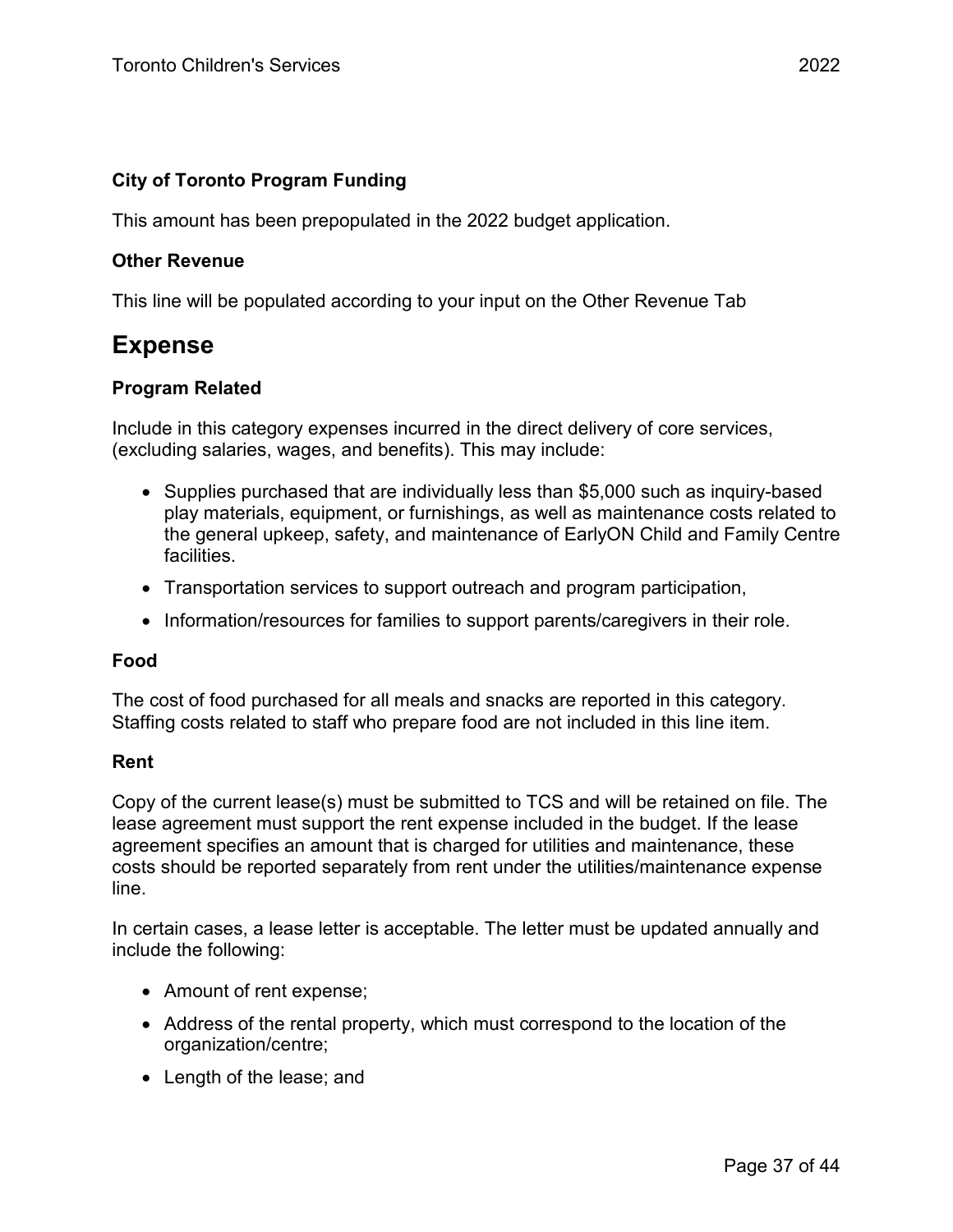### City of Toronto Program Funding

This amount has been prepopulated in the 2022 budget application.

### Other Revenue

This line will be populated according to your input on the Other Revenue Tab

## Expense

### Program Related

Include in this category expenses incurred in the direct delivery of core services, (excluding salaries, wages, and benefits). This may include:

- Supplies purchased that are individually less than $5,000 such as inquiry-based play materials, equipment, or furnishings, as well as maintenance costs related to the general upkeep, safety, and maintenance of EarlyON Child and Family Centre facilities.
- Transportation services to support outreach and program participation,
- Information/resources for families to support parents/caregivers in their role.

### Food

The cost of food purchased for all meals and snacks are reported in this category. Staffing costs related to staff who prepare food are not included in this line item.

### Rent

Copy of the current lease(s) must be submitted to TCS and will be retained on file. The lease agreement must support the rent expense included in the budget. If the lease agreement specifies an amount that is charged for utilities and maintenance, these costs should be reported separately from rent under the utilities/maintenance expense line.

In certain cases, a lease letter is acceptable. The letter must be updated annually and include the following:

- Amount of rent expense;
- Address of the rental property, which must correspond to the location of the organization/centre;
- Length of the lease; and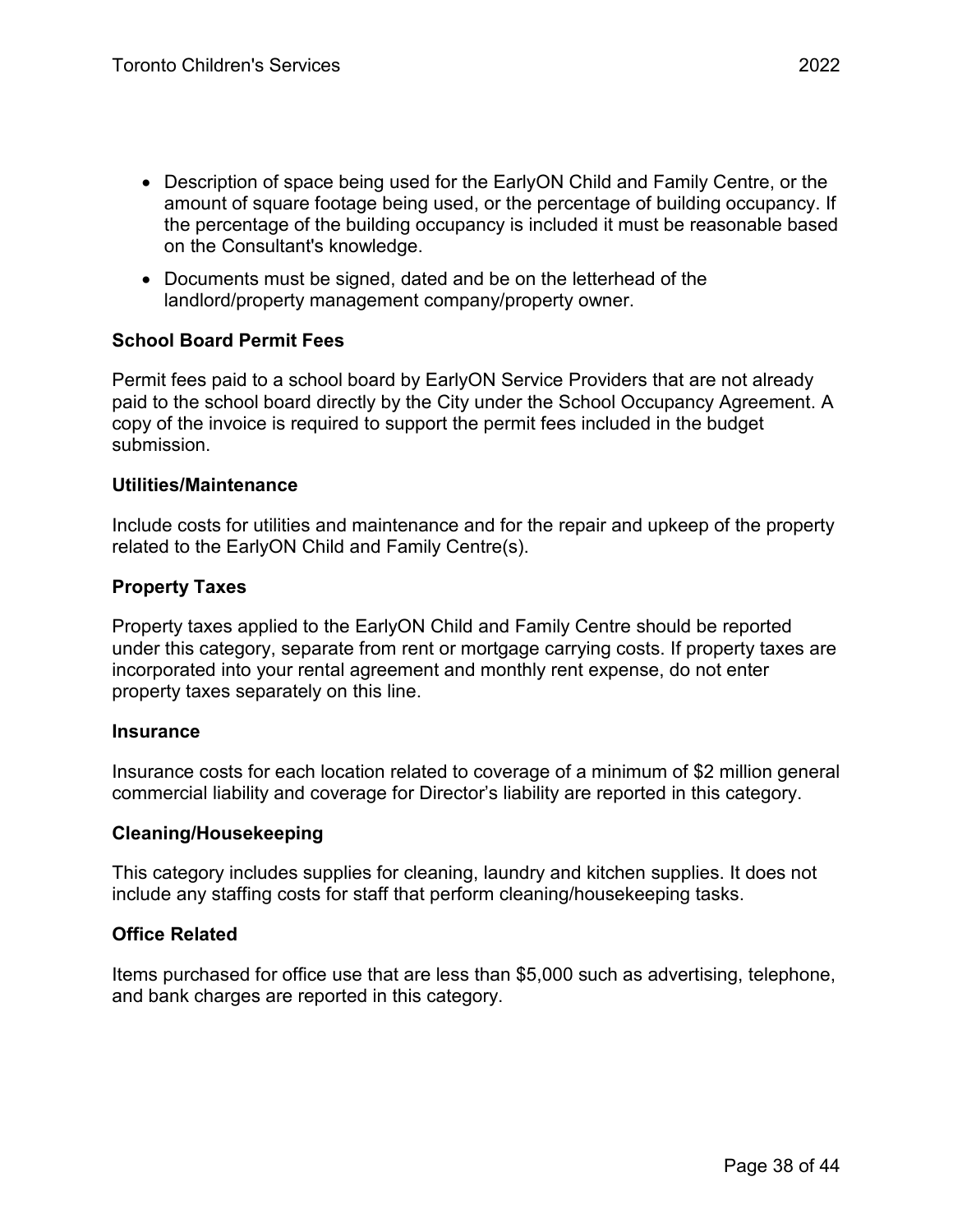- Description of space being used for the EarlyON Child and Family Centre, or the amount of square footage being used, or the percentage of building occupancy. If the percentage of the building occupancy is included it must be reasonable based on the Consultant's knowledge.
- Documents must be signed, dated and be on the letterhead of the landlord/property management company/property owner.

### School Board Permit Fees

Permit fees paid to a school board by EarlyON Service Providers that are not already paid to the school board directly by the City under the School Occupancy Agreement. A copy of the invoice is required to support the permit fees included in the budget submission.

### Utilities/Maintenance

Include costs for utilities and maintenance and for the repair and upkeep of the property related to the EarlyON Child and Family Centre(s).

### Property Taxes

Property taxes applied to the EarlyON Child and Family Centre should be reported under this category, separate from rent or mortgage carrying costs. If property taxes are incorporated into your rental agreement and monthly rent expense, do not enter property taxes separately on this line.

### Insurance

Insurance costs for each location related to coverage of a minimum of $2 million general commercial liability and coverage for Director's liability are reported in this category.

### Cleaning/Housekeeping

This category includes supplies for cleaning, laundry and kitchen supplies. It does not include any staffing costs for staff that perform cleaning/housekeeping tasks.

### Office Related

Items purchased for office use that are less than $5,000 such as advertising, telephone, and bank charges are reported in this category.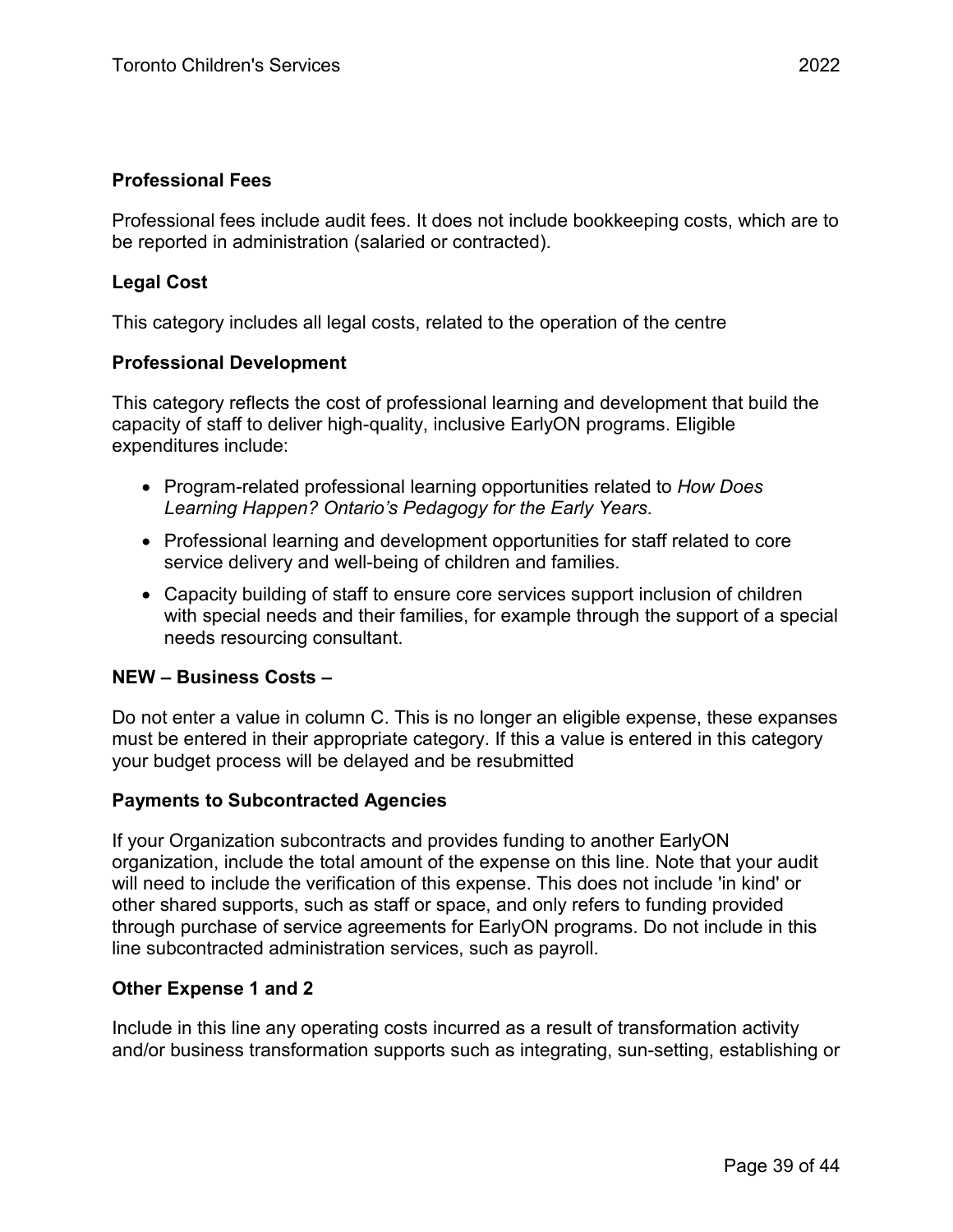### Professional Fees

Professional fees include audit fees. It does not include bookkeeping costs, which are to be reported in administration (salaried or contracted).

### Legal Cost

This category includes all legal costs, related to the operation of the centre

### Professional Development

This category reflects the cost of professional learning and development that build the capacity of staff to deliver high-quality, inclusive EarlyON programs. Eligible expenditures include:

- Program-related professional learning opportunities related to *How Does Learning Happen? Ontario's Pedagogy for the Early Years*.
- Professional learning and development opportunities for staff related to core service delivery and well-being of children and families.
- Capacity building of staff to ensure core services support inclusion of children with special needs and their families, for example through the support of a special needs resourcing consultant.

### NEW – Business Costs –

Do not enter a value in column C. This is no longer an eligible expense, these expanses must be entered in their appropriate category. If this a value is entered in this category your budget process will be delayed and be resubmitted

### Payments to Subcontracted Agencies

If your Organization subcontracts and provides funding to another EarlyON organization, include the total amount of the expense on this line. Note that your audit will need to include the verification of this expense. This does not include 'in kind' or other shared supports, such as staff or space, and only refers to funding provided through purchase of service agreements for EarlyON programs. Do not include in this line subcontracted administration services, such as payroll.

### Other Expense 1 and 2

Include in this line any operating costs incurred as a result of transformation activity and/or business transformation supports such as integrating, sun-setting, establishing or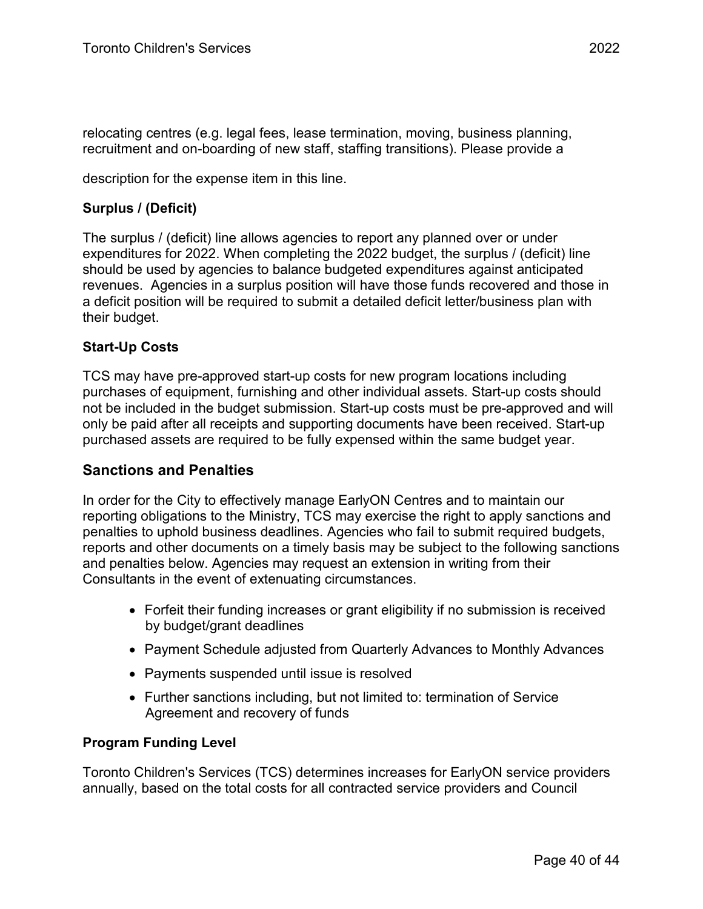relocating centres (e.g. legal fees, lease termination, moving, business planning, recruitment and on-boarding of new staff, staffing transitions). Please provide a

description for the expense item in this line.

**Surplus / (Deficit)**

The surplus / (deficit) line allows agencies to report any planned over or under expenditures for 2022. When completing the 2022 budget, the surplus / (deficit) line should be used by agencies to balance budgeted expenditures against anticipated revenues. Agencies in a surplus position will have those funds recovered and those in a deficit position will be required to submit a detailed deficit letter/business plan with their budget.

**Start-Up Costs**

TCS may have pre-approved start-up costs for new program locations including purchases of equipment, furnishing and other individual assets. Start-up costs should not be included in the budget submission. Start-up costs must be pre-approved and will only be paid after all receipts and supporting documents have been received. Start-up purchased assets are required to be fully expensed within the same budget year.

## Sanctions and Penalties

In order for the City to effectively manage EarlyON Centres and to maintain our reporting obligations to the Ministry, TCS may exercise the right to apply sanctions and penalties to uphold business deadlines. Agencies who fail to submit required budgets, reports and other documents on a timely basis may be subject to the following sanctions and penalties below. Agencies may request an extension in writing from their Consultants in the event of extenuating circumstances.

- Forfeit their funding increases or grant eligibility if no submission is received by budget/grant deadlines
- Payment Schedule adjusted from Quarterly Advances to Monthly Advances
- Payments suspended until issue is resolved
- Further sanctions including, but not limited to: termination of Service Agreement and recovery of funds

**Program Funding Level**

Toronto Children's Services (TCS) determines increases for EarlyON service providers annually, based on the total costs for all contracted service providers and Council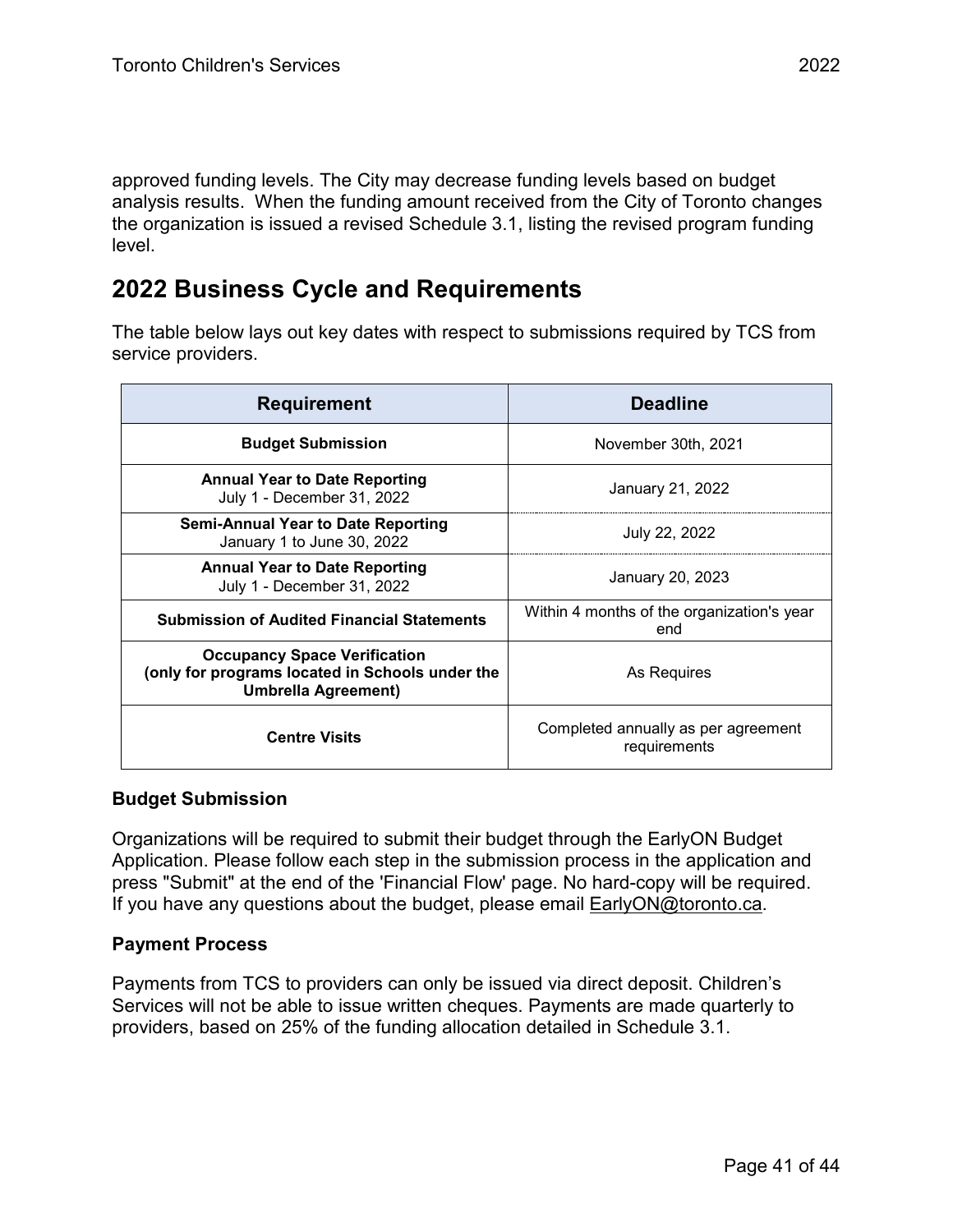approved funding levels. The City may decrease funding levels based on budget analysis results. When the funding amount received from the City of Toronto changes the organization is issued a revised Schedule 3.1, listing the revised program funding level.

## 2022 Business Cycle and Requirements

The table below lays out key dates with respect to submissions required by TCS from service providers.

| Requirement | Deadline |
|---|---|
| **Budget Submission** | November 30th, 2021 |
| **Annual Year to Date Reporting** July 1 - December 31, 2022 | January 21, 2022 |
| **Semi-Annual Year to Date Reporting** January 1 to June 30, 2022 | July 22, 2022 |
| **Annual Year to Date Reporting** July 1 - December 31, 2022 | January 20, 2023 |
| **Submission of Audited Financial Statements** | Within 4 months of the organization's year end |
| **Occupancy Space Verification (only for programs located in Schools under the Umbrella Agreement)** | As Requires |
| **Centre Visits** | Completed annually as per agreement requirements |

### Budget Submission

Organizations will be required to submit their budget through the EarlyON Budget Application. Please follow each step in the submission process in the application and press "Submit" at the end of the 'Financial Flow' page. No hard-copy will be required. If you have any questions about the budget, please email EarlyON@toronto.ca.

### Payment Process

Payments from TCS to providers can only be issued via direct deposit. Children's Services will not be able to issue written cheques. Payments are made quarterly to providers, based on 25% of the funding allocation detailed in Schedule 3.1.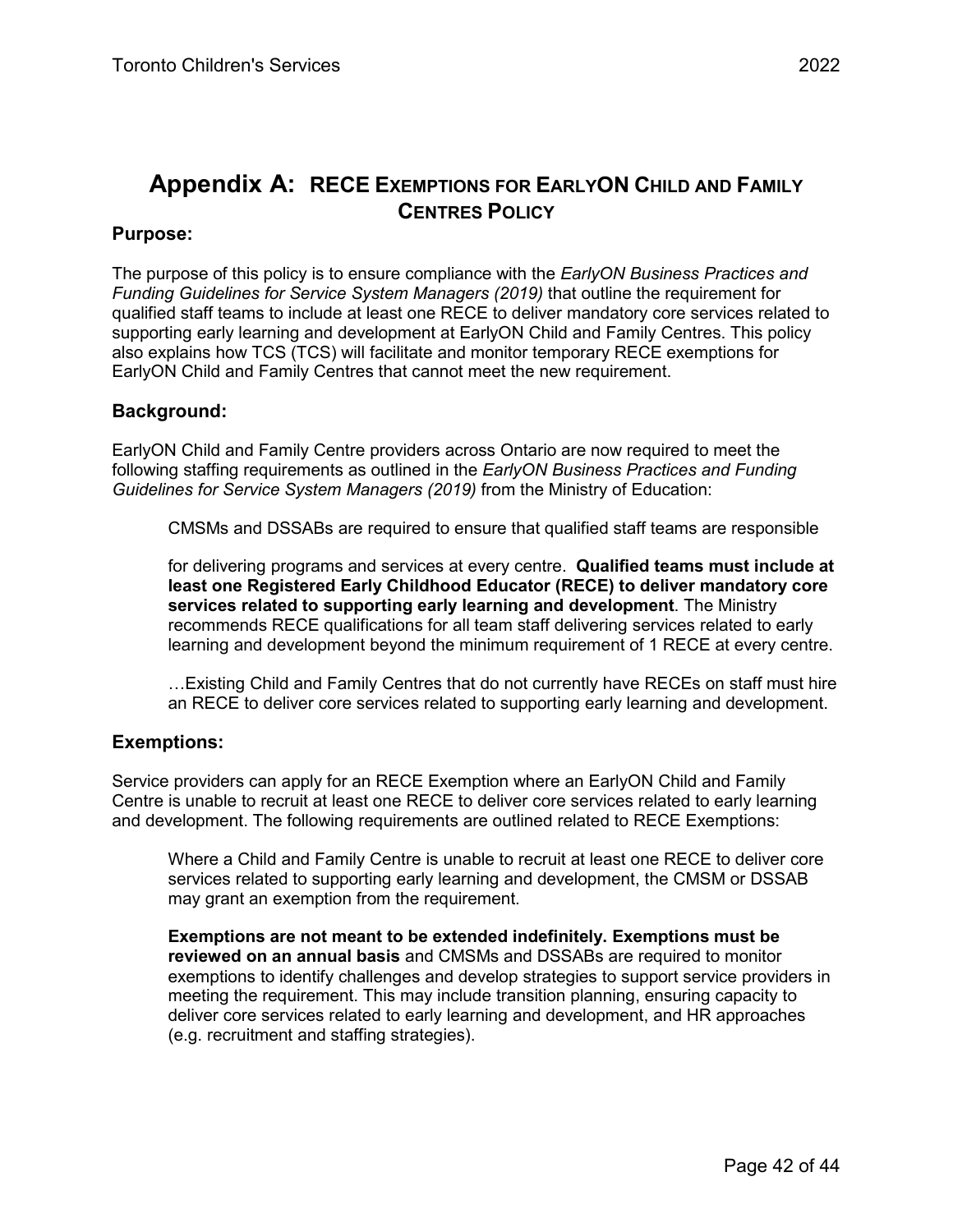# Appendix A: RECE Exemptions for EarlyON Child and Family Centres Policy

## Purpose:

The purpose of this policy is to ensure compliance with the *EarlyON Business Practices and Funding Guidelines for Service System Managers (2019)* that outline the requirement for qualified staff teams to include at least one RECE to deliver mandatory core services related to supporting early learning and development at EarlyON Child and Family Centres. This policy also explains how TCS (TCS) will facilitate and monitor temporary RECE exemptions for EarlyON Child and Family Centres that cannot meet the new requirement.

## Background:

EarlyON Child and Family Centre providers across Ontario are now required to meet the following staffing requirements as outlined in the *EarlyON Business Practices and Funding Guidelines for Service System Managers (2019)* from the Ministry of Education:

> CMSMs and DSSABs are required to ensure that qualified staff teams are responsible
>
> for delivering programs and services at every centre. **Qualified teams must include at least one Registered Early Childhood Educator (RECE) to deliver mandatory core services related to supporting early learning and development**. The Ministry recommends RECE qualifications for all team staff delivering services related to early learning and development beyond the minimum requirement of 1 RECE at every centre.
>
> …Existing Child and Family Centres that do not currently have RECEs on staff must hire an RECE to deliver core services related to supporting early learning and development.

## Exemptions:

Service providers can apply for an RECE Exemption where an EarlyON Child and Family Centre is unable to recruit at least one RECE to deliver core services related to early learning and development. The following requirements are outlined related to RECE Exemptions:

> Where a Child and Family Centre is unable to recruit at least one RECE to deliver core services related to supporting early learning and development, the CMSM or DSSAB may grant an exemption from the requirement.
>
> **Exemptions are not meant to be extended indefinitely. Exemptions must be reviewed on an annual basis** and CMSMs and DSSABs are required to monitor exemptions to identify challenges and develop strategies to support service providers in meeting the requirement. This may include transition planning, ensuring capacity to deliver core services related to early learning and development, and HR approaches (e.g. recruitment and staffing strategies).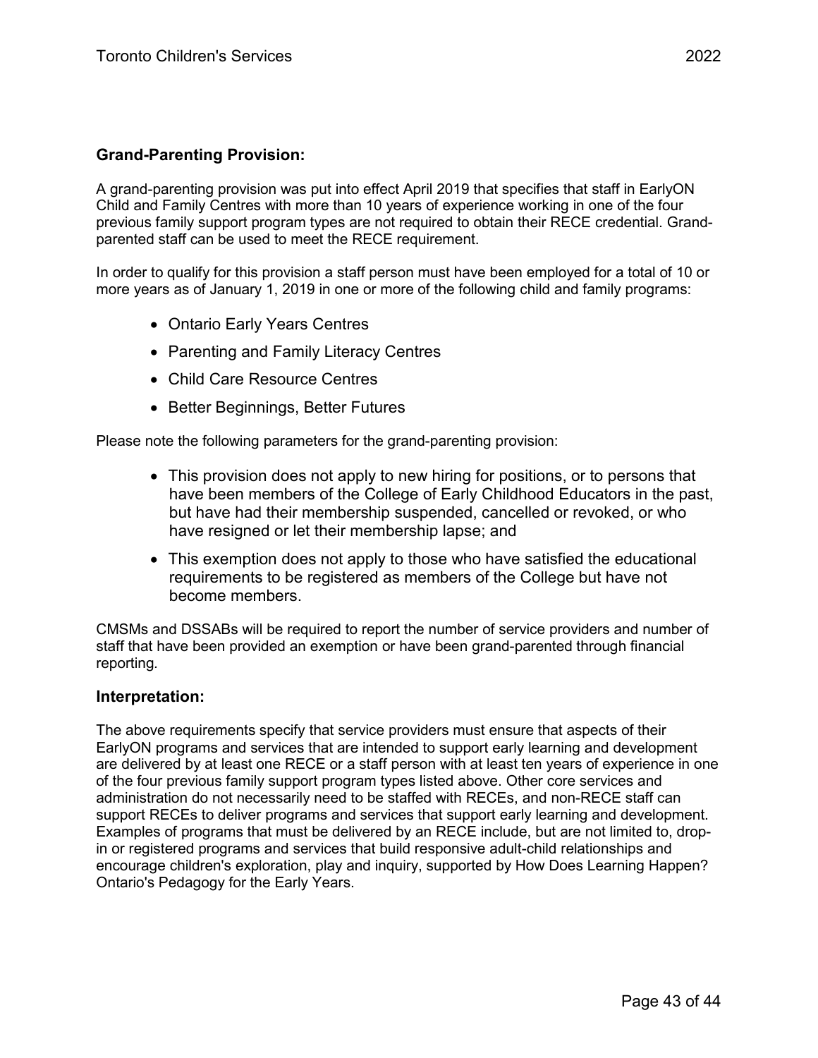### Grand-Parenting Provision:

A grand-parenting provision was put into effect April 2019 that specifies that staff in EarlyON Child and Family Centres with more than 10 years of experience working in one of the four previous family support program types are not required to obtain their RECE credential. Grand-parented staff can be used to meet the RECE requirement.

In order to qualify for this provision a staff person must have been employed for a total of 10 or more years as of January 1, 2019 in one or more of the following child and family programs:

- Ontario Early Years Centres
- Parenting and Family Literacy Centres
- Child Care Resource Centres
- Better Beginnings, Better Futures

Please note the following parameters for the grand-parenting provision:

- This provision does not apply to new hiring for positions, or to persons that have been members of the College of Early Childhood Educators in the past, but have had their membership suspended, cancelled or revoked, or who have resigned or let their membership lapse; and
- This exemption does not apply to those who have satisfied the educational requirements to be registered as members of the College but have not become members.

CMSMs and DSSABs will be required to report the number of service providers and number of staff that have been provided an exemption or have been grand-parented through financial reporting.

### Interpretation:

The above requirements specify that service providers must ensure that aspects of their EarlyON programs and services that are intended to support early learning and development are delivered by at least one RECE or a staff person with at least ten years of experience in one of the four previous family support program types listed above. Other core services and administration do not necessarily need to be staffed with RECEs, and non-RECE staff can support RECEs to deliver programs and services that support early learning and development. Examples of programs that must be delivered by an RECE include, but are not limited to, drop-in or registered programs and services that build responsive adult-child relationships and encourage children's exploration, play and inquiry, supported by How Does Learning Happen? Ontario's Pedagogy for the Early Years.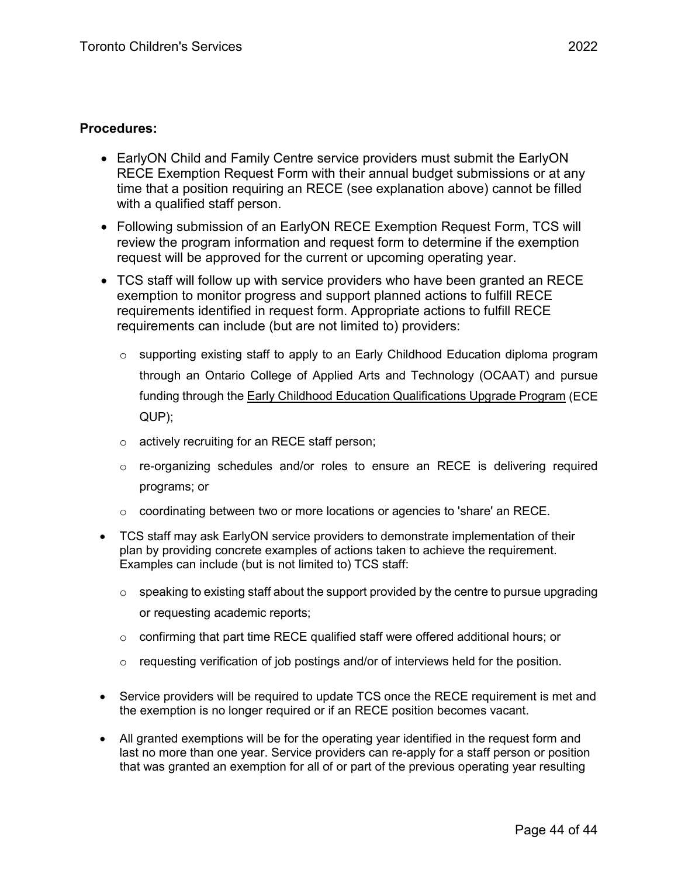**Procedures:**

- EarlyON Child and Family Centre service providers must submit the EarlyON RECE Exemption Request Form with their annual budget submissions or at any time that a position requiring an RECE (see explanation above) cannot be filled with a qualified staff person.
- Following submission of an EarlyON RECE Exemption Request Form, TCS will review the program information and request form to determine if the exemption request will be approved for the current or upcoming operating year.
- TCS staff will follow up with service providers who have been granted an RECE exemption to monitor progress and support planned actions to fulfill RECE requirements identified in request form. Appropriate actions to fulfill RECE requirements can include (but are not limited to) providers:
    - supporting existing staff to apply to an Early Childhood Education diploma program through an Ontario College of Applied Arts and Technology (OCAAT) and pursue funding through the Early Childhood Education Qualifications Upgrade Program (ECE QUP);
    - actively recruiting for an RECE staff person;
    - re-organizing schedules and/or roles to ensure an RECE is delivering required programs; or
    - coordinating between two or more locations or agencies to 'share' an RECE.
- TCS staff may ask EarlyON service providers to demonstrate implementation of their plan by providing concrete examples of actions taken to achieve the requirement. Examples can include (but is not limited to) TCS staff:
    - speaking to existing staff about the support provided by the centre to pursue upgrading or requesting academic reports;
    - confirming that part time RECE qualified staff were offered additional hours; or
    - requesting verification of job postings and/or of interviews held for the position.
- Service providers will be required to update TCS once the RECE requirement is met and the exemption is no longer required or if an RECE position becomes vacant.
- All granted exemptions will be for the operating year identified in the request form and last no more than one year. Service providers can re-apply for a staff person or position that was granted an exemption for all of or part of the previous operating year resulting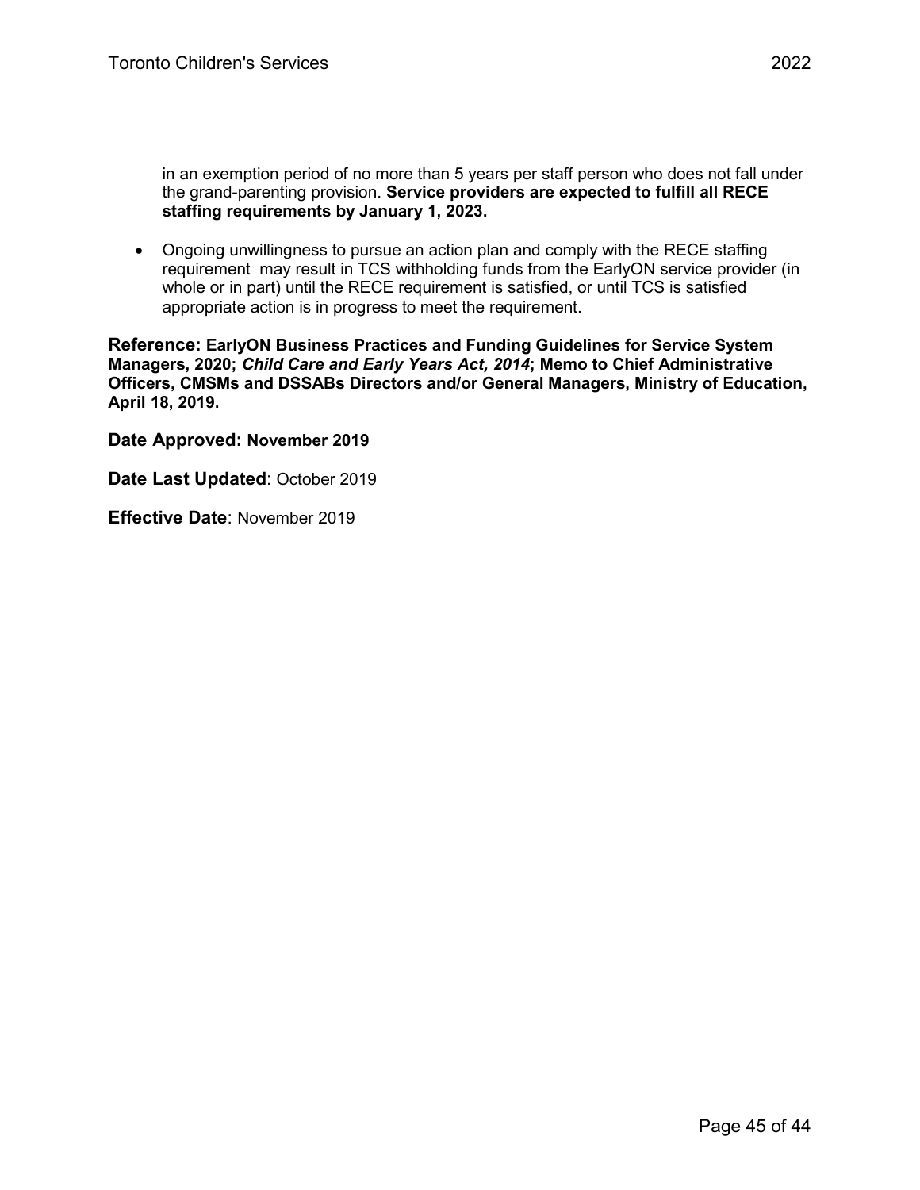in an exemption period of no more than 5 years per staff person who does not fall under the grand-parenting provision. **Service providers are expected to fulfill all RECE staffing requirements by January 1, 2023.**

- Ongoing unwillingness to pursue an action plan and comply with the RECE staffing requirement may result in TCS withholding funds from the EarlyON service provider (in whole or in part) until the RECE requirement is satisfied, or until TCS is satisfied appropriate action is in progress to meet the requirement.

**Reference: EarlyON Business Practices and Funding Guidelines for Service System Managers, 2020; *Child Care and Early Years Act, 2014*; Memo to Chief Administrative Officers, CMSMs and DSSABs Directors and/or General Managers, Ministry of Education, April 18, 2019.**

**Date Approved: November 2019**

**Date Last Updated**: October 2019

**Effective Date**: November 2019